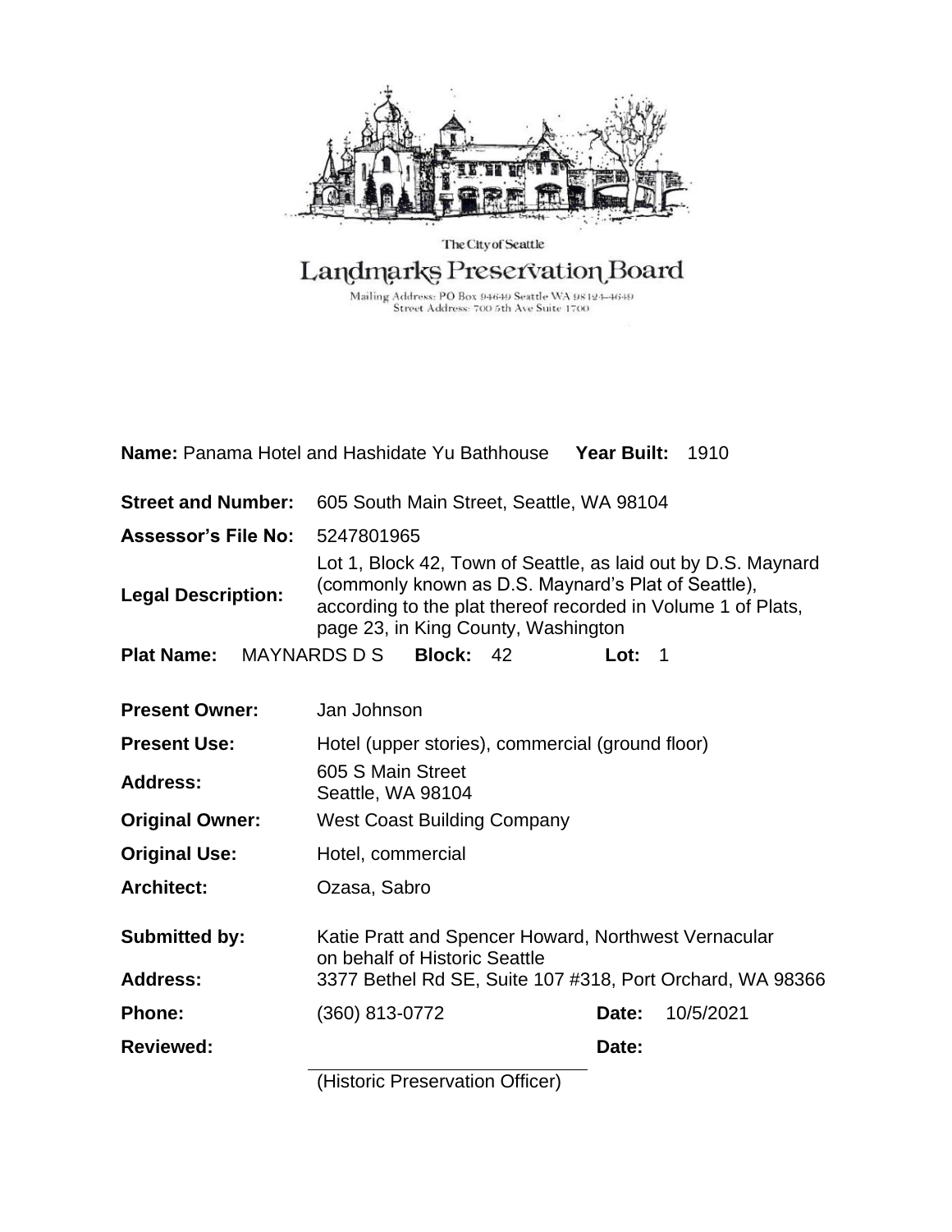The City of Seattle

# Landmarks Preservation Board

Mailing Address: PO Box 94649 Seattle WA 98124-4649
Street Address: 700 5th Ave Suite 1700

**Name:** Panama Hotel and Hashidate Yu Bathhouse **Year Built:** 1910

| | |
|---|---|
| **Street and Number:** | 605 South Main Street, Seattle, WA 98104 |
| **Assessor's File No:** | 5247801965 |
| **Legal Description:** | Lot 1, Block 42, Town of Seattle, as laid out by D.S. Maynard (commonly known as D.S. Maynard's Plat of Seattle), according to the plat thereof recorded in Volume 1 of Plats, page 23, in King County, Washington |

**Plat Name:** MAYNARDS D S **Block:** 42 **Lot:** 1

| | |
|---|---|
| **Present Owner:** | Jan Johnson |
| **Present Use:** | Hotel (upper stories), commercial (ground floor) |
| **Address:** | 605 S Main Street<br>Seattle, WA 98104 |
| **Original Owner:** | West Coast Building Company |
| **Original Use:** | Hotel, commercial |
| **Architect:** | Ozasa, Sabro |

| | | | |
|---|---|---|---|
| **Submitted by:** | Katie Pratt and Spencer Howard, Northwest Vernacular on behalf of Historic Seattle | | |
| **Address:** | 3377 Bethel Rd SE, Suite 107 #318, Port Orchard, WA 98366 | | |
| **Phone:** | (360) 813-0772 | **Date:** | 10/5/2021 |
| **Reviewed:** | | **Date:** | |
| | (Historic Preservation Officer) | | |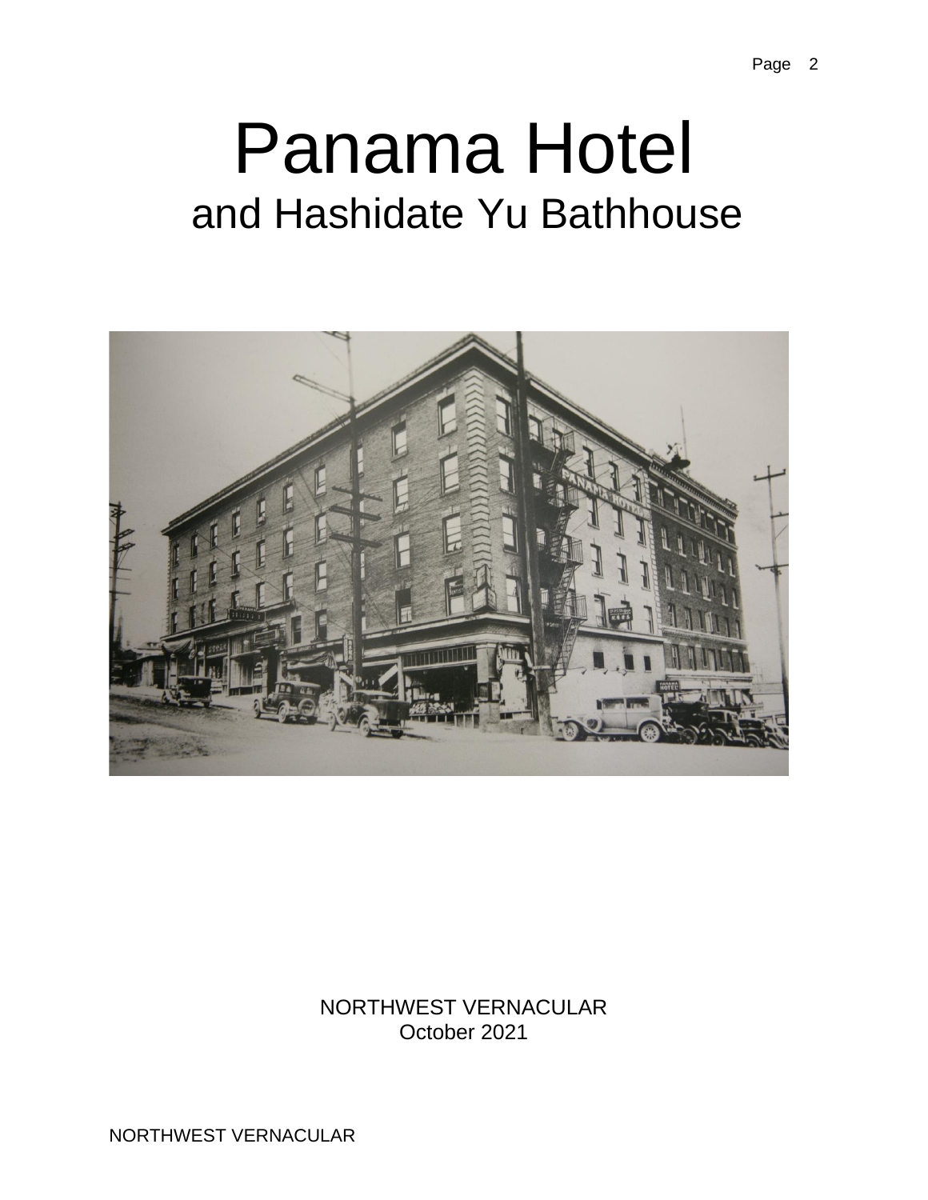# Panama Hotel

## and Hashidate Yu Bathhouse

NORTHWEST VERNACULAR
October 2021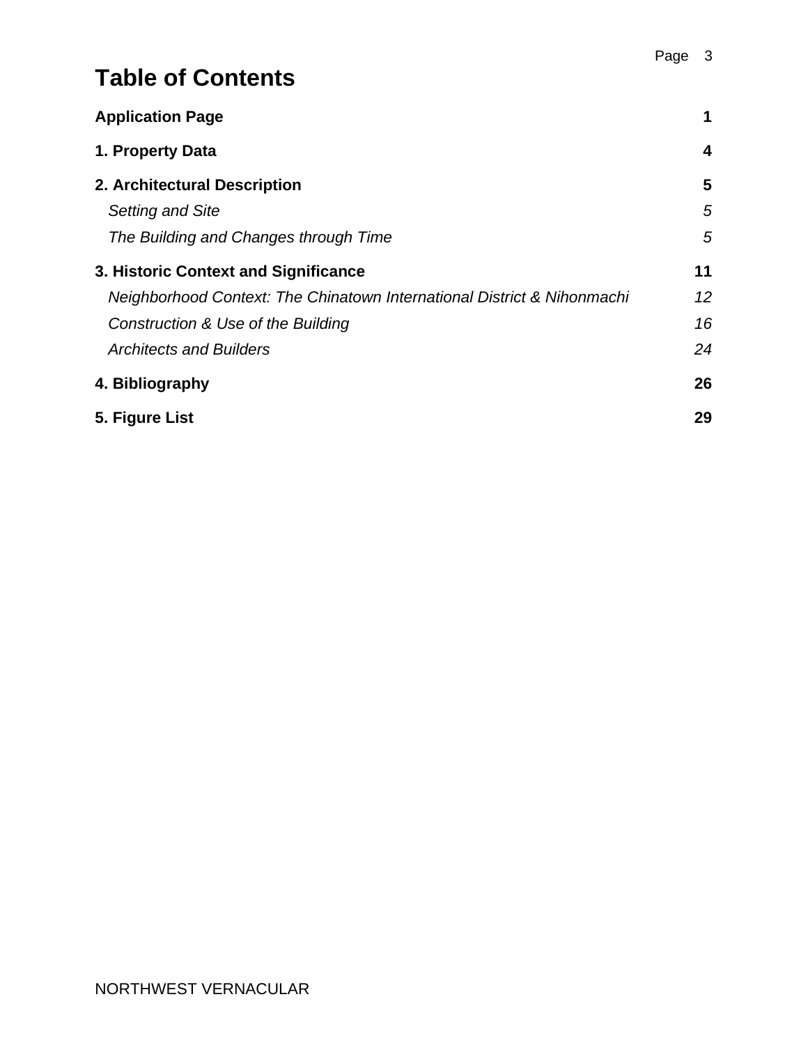# Table of Contents

| | |
|---|---|
| **Application Page** | **1** |
| **1. Property Data** | **4** |
| **2. Architectural Description** | **5** |
| *Setting and Site* | *5* |
| *The Building and Changes through Time* | *5* |
| **3. Historic Context and Significance** | **11** |
| *Neighborhood Context: The Chinatown International District & Nihonmachi* | *12* |
| *Construction & Use of the Building* | *16* |
| *Architects and Builders* | *24* |
| **4. Bibliography** | **26** |
| **5. Figure List** | **29** |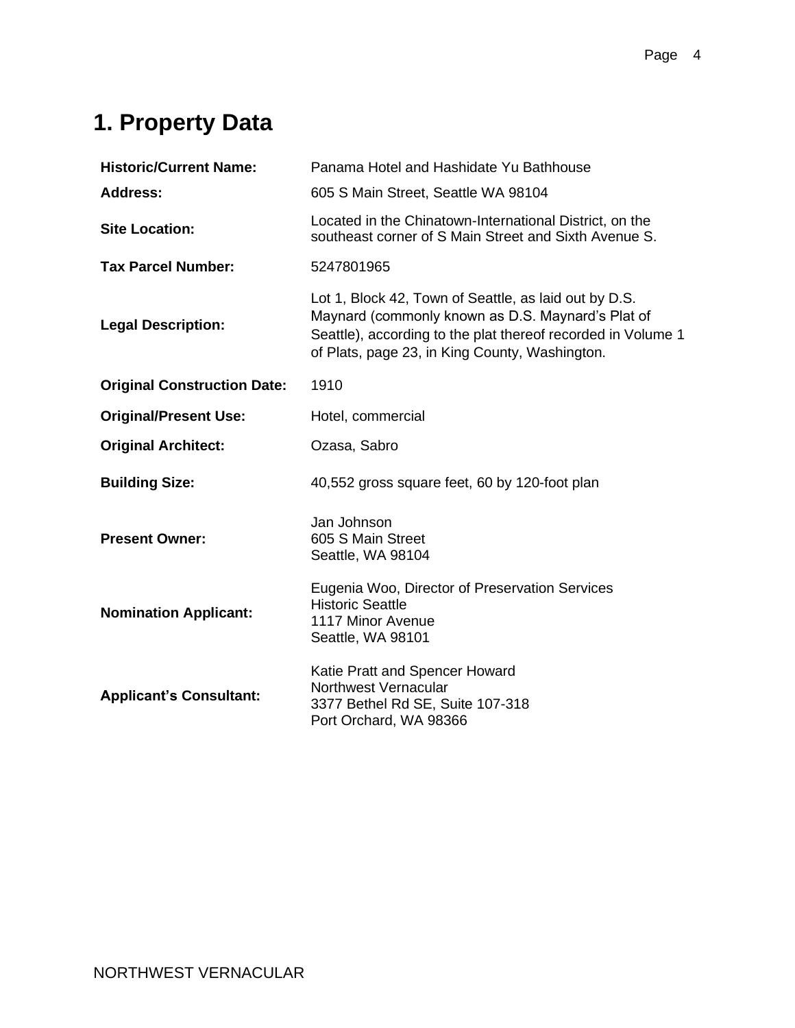# 1. Property Data

| | |
|---|---|
| **Historic/Current Name:** | Panama Hotel and Hashidate Yu Bathhouse |
| **Address:** | 605 S Main Street, Seattle WA 98104 |
| **Site Location:** | Located in the Chinatown-International District, on the southeast corner of S Main Street and Sixth Avenue S. |
| **Tax Parcel Number:** | 5247801965 |
| **Legal Description:** | Lot 1, Block 42, Town of Seattle, as laid out by D.S. Maynard (commonly known as D.S. Maynard's Plat of Seattle), according to the plat thereof recorded in Volume 1 of Plats, page 23, in King County, Washington. |
| **Original Construction Date:** | 1910 |
| **Original/Present Use:** | Hotel, commercial |
| **Original Architect:** | Ozasa, Sabro |
| **Building Size:** | 40,552 gross square feet, 60 by 120-foot plan |
| **Present Owner:** | Jan Johnson<br>605 S Main Street<br>Seattle, WA 98104 |
| **Nomination Applicant:** | Eugenia Woo, Director of Preservation Services<br>Historic Seattle<br>1117 Minor Avenue<br>Seattle, WA 98101 |
| **Applicant's Consultant:** | Katie Pratt and Spencer Howard<br>Northwest Vernacular<br>3377 Bethel Rd SE, Suite 107-318<br>Port Orchard, WA 98366 |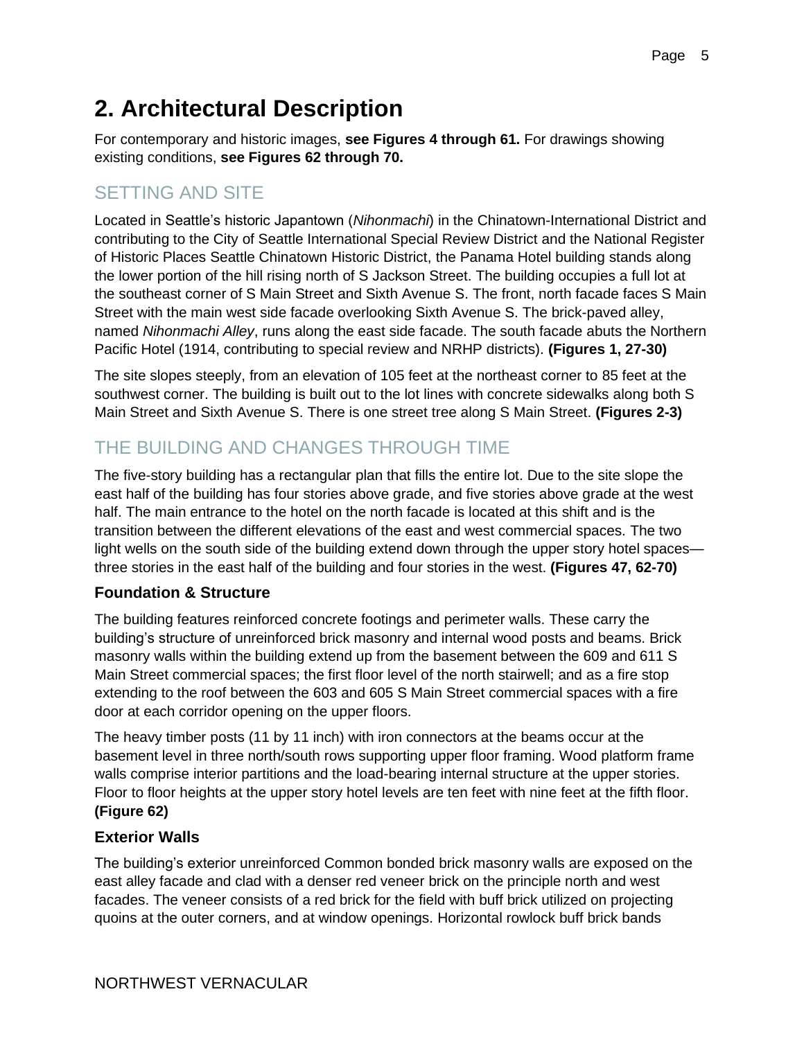# 2. Architectural Description

For contemporary and historic images, **see Figures 4 through 61.** For drawings showing existing conditions, **see Figures 62 through 70.**

## SETTING AND SITE

Located in Seattle's historic Japantown (*Nihonmachi*) in the Chinatown-International District and contributing to the City of Seattle International Special Review District and the National Register of Historic Places Seattle Chinatown Historic District, the Panama Hotel building stands along the lower portion of the hill rising north of S Jackson Street. The building occupies a full lot at the southeast corner of S Main Street and Sixth Avenue S. The front, north facade faces S Main Street with the main west side facade overlooking Sixth Avenue S. The brick-paved alley, named *Nihonmachi Alley*, runs along the east side facade. The south facade abuts the Northern Pacific Hotel (1914, contributing to special review and NRHP districts). **(Figures 1, 27-30)**

The site slopes steeply, from an elevation of 105 feet at the northeast corner to 85 feet at the southwest corner. The building is built out to the lot lines with concrete sidewalks along both S Main Street and Sixth Avenue S. There is one street tree along S Main Street. **(Figures 2-3)**

## THE BUILDING AND CHANGES THROUGH TIME

The five-story building has a rectangular plan that fills the entire lot. Due to the site slope the east half of the building has four stories above grade, and five stories above grade at the west half. The main entrance to the hotel on the north facade is located at this shift and is the transition between the different elevations of the east and west commercial spaces. The two light wells on the south side of the building extend down through the upper story hotel spaces—three stories in the east half of the building and four stories in the west. **(Figures 47, 62-70)**

### Foundation & Structure

The building features reinforced concrete footings and perimeter walls. These carry the building's structure of unreinforced brick masonry and internal wood posts and beams. Brick masonry walls within the building extend up from the basement between the 609 and 611 S Main Street commercial spaces; the first floor level of the north stairwell; and as a fire stop extending to the roof between the 603 and 605 S Main Street commercial spaces with a fire door at each corridor opening on the upper floors.

The heavy timber posts (11 by 11 inch) with iron connectors at the beams occur at the basement level in three north/south rows supporting upper floor framing. Wood platform frame walls comprise interior partitions and the load-bearing internal structure at the upper stories. Floor to floor heights at the upper story hotel levels are ten feet with nine feet at the fifth floor. **(Figure 62)**

### Exterior Walls

The building's exterior unreinforced Common bonded brick masonry walls are exposed on the east alley facade and clad with a denser red veneer brick on the principle north and west facades. The veneer consists of a red brick for the field with buff brick utilized on projecting quoins at the outer corners, and at window openings. Horizontal rowlock buff brick bands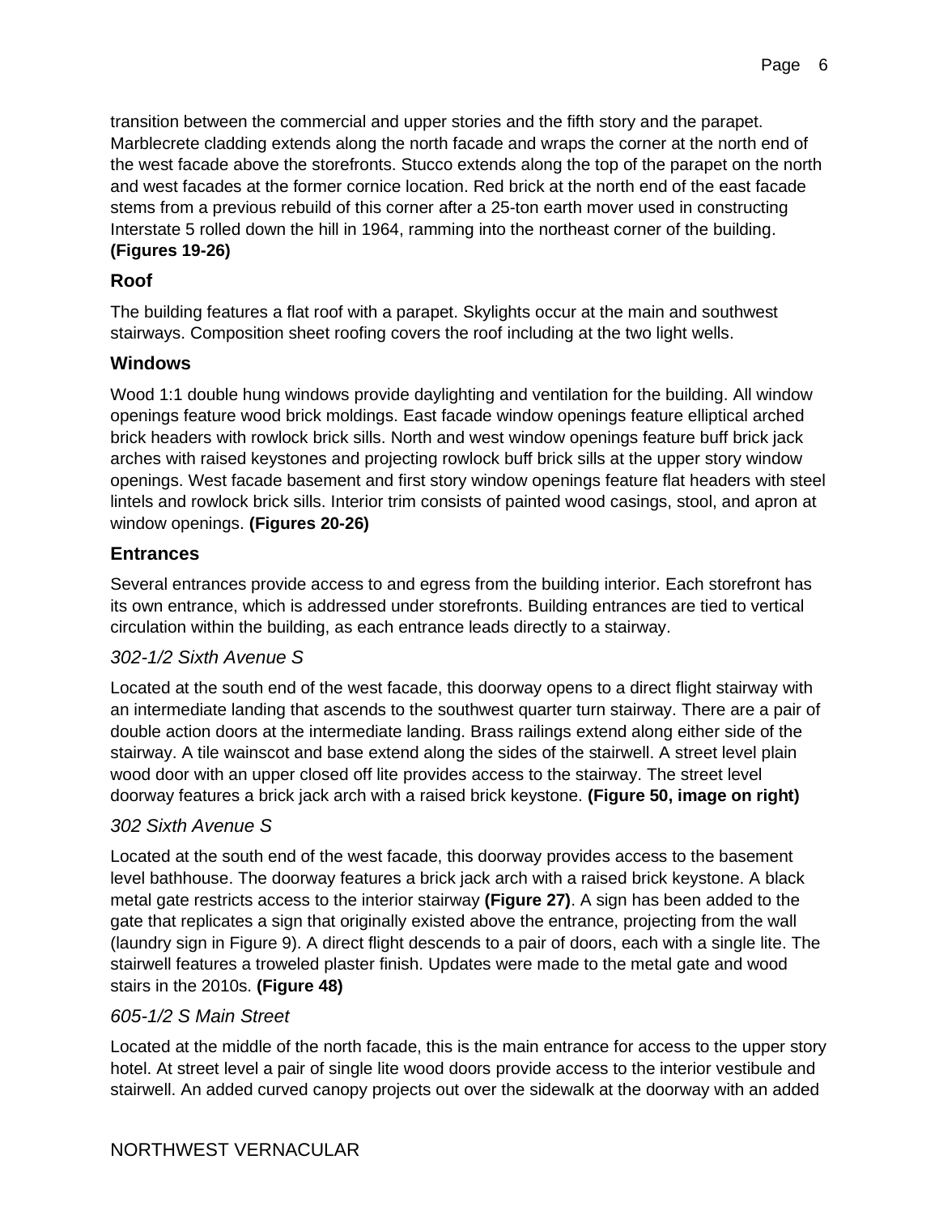transition between the commercial and upper stories and the fifth story and the parapet. Marblecrete cladding extends along the north facade and wraps the corner at the north end of the west facade above the storefronts. Stucco extends along the top of the parapet on the north and west facades at the former cornice location. Red brick at the north end of the east facade stems from a previous rebuild of this corner after a 25-ton earth mover used in constructing Interstate 5 rolled down the hill in 1964, ramming into the northeast corner of the building. **(Figures 19-26)**

## Roof

The building features a flat roof with a parapet. Skylights occur at the main and southwest stairways. Composition sheet roofing covers the roof including at the two light wells.

## Windows

Wood 1:1 double hung windows provide daylighting and ventilation for the building. All window openings feature wood brick moldings. East facade window openings feature elliptical arched brick headers with rowlock brick sills. North and west window openings feature buff brick jack arches with raised keystones and projecting rowlock buff brick sills at the upper story window openings. West facade basement and first story window openings feature flat headers with steel lintels and rowlock brick sills. Interior trim consists of painted wood casings, stool, and apron at window openings. **(Figures 20-26)**

## Entrances

Several entrances provide access to and egress from the building interior. Each storefront has its own entrance, which is addressed under storefronts. Building entrances are tied to vertical circulation within the building, as each entrance leads directly to a stairway.

### *302-1/2 Sixth Avenue S*

Located at the south end of the west facade, this doorway opens to a direct flight stairway with an intermediate landing that ascends to the southwest quarter turn stairway. There are a pair of double action doors at the intermediate landing. Brass railings extend along either side of the stairway. A tile wainscot and base extend along the sides of the stairwell. A street level plain wood door with an upper closed off lite provides access to the stairway. The street level doorway features a brick jack arch with a raised brick keystone. **(Figure 50, image on right)**

### *302 Sixth Avenue S*

Located at the south end of the west facade, this doorway provides access to the basement level bathhouse. The doorway features a brick jack arch with a raised brick keystone. A black metal gate restricts access to the interior stairway **(Figure 27)**. A sign has been added to the gate that replicates a sign that originally existed above the entrance, projecting from the wall (laundry sign in Figure 9). A direct flight descends to a pair of doors, each with a single lite. The stairwell features a troweled plaster finish. Updates were made to the metal gate and wood stairs in the 2010s. **(Figure 48)**

### *605-1/2 S Main Street*

Located at the middle of the north facade, this is the main entrance for access to the upper story hotel. At street level a pair of single lite wood doors provide access to the interior vestibule and stairwell. An added curved canopy projects out over the sidewalk at the doorway with an added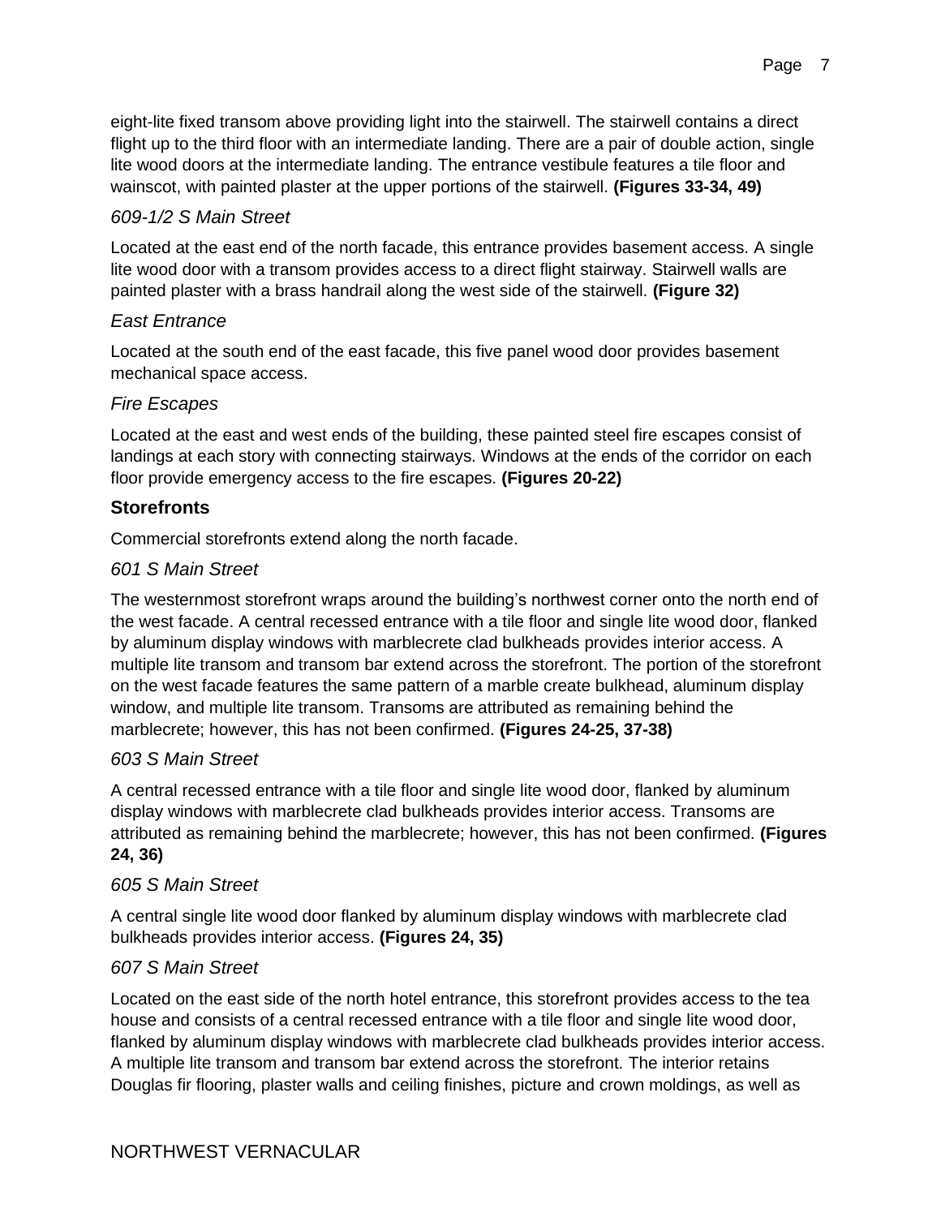eight-lite fixed transom above providing light into the stairwell. The stairwell contains a direct flight up to the third floor with an intermediate landing. There are a pair of double action, single lite wood doors at the intermediate landing. The entrance vestibule features a tile floor and wainscot, with painted plaster at the upper portions of the stairwell. **(Figures 33-34, 49)**

### *609-1/2 S Main Street*

Located at the east end of the north facade, this entrance provides basement access. A single lite wood door with a transom provides access to a direct flight stairway. Stairwell walls are painted plaster with a brass handrail along the west side of the stairwell. **(Figure 32)**

### *East Entrance*

Located at the south end of the east facade, this five panel wood door provides basement mechanical space access.

### *Fire Escapes*

Located at the east and west ends of the building, these painted steel fire escapes consist of landings at each story with connecting stairways. Windows at the ends of the corridor on each floor provide emergency access to the fire escapes. **(Figures 20-22)**

## Storefronts

Commercial storefronts extend along the north facade.

### *601 S Main Street*

The westernmost storefront wraps around the building's northwest corner onto the north end of the west facade. A central recessed entrance with a tile floor and single lite wood door, flanked by aluminum display windows with marblecrete clad bulkheads provides interior access. A multiple lite transom and transom bar extend across the storefront. The portion of the storefront on the west facade features the same pattern of a marble create bulkhead, aluminum display window, and multiple lite transom. Transoms are attributed as remaining behind the marblecrete; however, this has not been confirmed. **(Figures 24-25, 37-38)**

### *603 S Main Street*

A central recessed entrance with a tile floor and single lite wood door, flanked by aluminum display windows with marblecrete clad bulkheads provides interior access. Transoms are attributed as remaining behind the marblecrete; however, this has not been confirmed. **(Figures 24, 36)**

### *605 S Main Street*

A central single lite wood door flanked by aluminum display windows with marblecrete clad bulkheads provides interior access. **(Figures 24, 35)**

### *607 S Main Street*

Located on the east side of the north hotel entrance, this storefront provides access to the tea house and consists of a central recessed entrance with a tile floor and single lite wood door, flanked by aluminum display windows with marblecrete clad bulkheads provides interior access. A multiple lite transom and transom bar extend across the storefront. The interior retains Douglas fir flooring, plaster walls and ceiling finishes, picture and crown moldings, as well as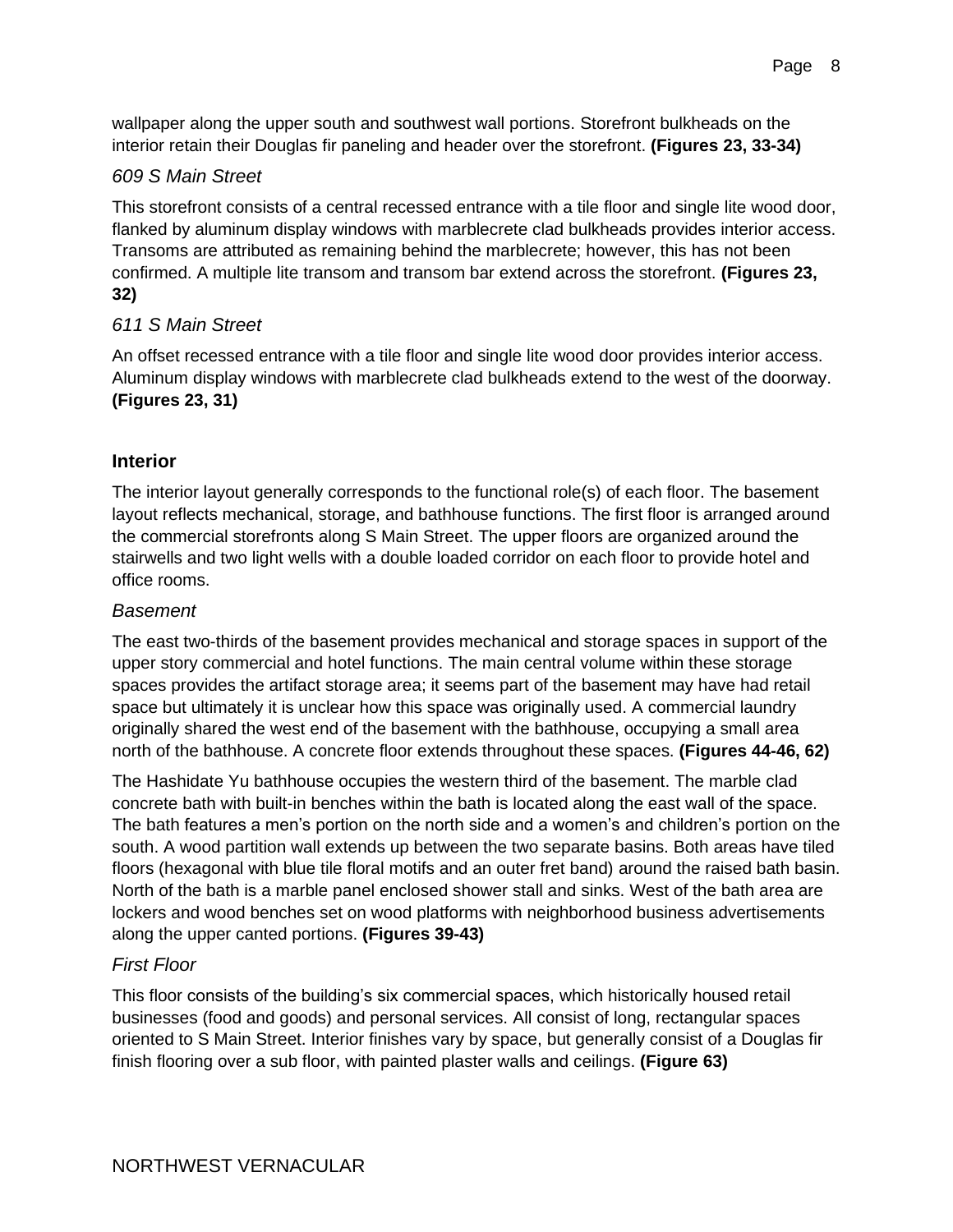wallpaper along the upper south and southwest wall portions. Storefront bulkheads on the interior retain their Douglas fir paneling and header over the storefront. **(Figures 23, 33-34)**

### *609 S Main Street*

This storefront consists of a central recessed entrance with a tile floor and single lite wood door, flanked by aluminum display windows with marblecrete clad bulkheads provides interior access. Transoms are attributed as remaining behind the marblecrete; however, this has not been confirmed. A multiple lite transom and transom bar extend across the storefront. **(Figures 23, 32)**

### *611 S Main Street*

An offset recessed entrance with a tile floor and single lite wood door provides interior access. Aluminum display windows with marblecrete clad bulkheads extend to the west of the doorway. **(Figures 23, 31)**

## Interior

The interior layout generally corresponds to the functional role(s) of each floor. The basement layout reflects mechanical, storage, and bathhouse functions. The first floor is arranged around the commercial storefronts along S Main Street. The upper floors are organized around the stairwells and two light wells with a double loaded corridor on each floor to provide hotel and office rooms.

### *Basement*

The east two-thirds of the basement provides mechanical and storage spaces in support of the upper story commercial and hotel functions. The main central volume within these storage spaces provides the artifact storage area; it seems part of the basement may have had retail space but ultimately it is unclear how this space was originally used. A commercial laundry originally shared the west end of the basement with the bathhouse, occupying a small area north of the bathhouse. A concrete floor extends throughout these spaces. **(Figures 44-46, 62)**

The Hashidate Yu bathhouse occupies the western third of the basement. The marble clad concrete bath with built-in benches within the bath is located along the east wall of the space. The bath features a men's portion on the north side and a women's and children's portion on the south. A wood partition wall extends up between the two separate basins. Both areas have tiled floors (hexagonal with blue tile floral motifs and an outer fret band) around the raised bath basin. North of the bath is a marble panel enclosed shower stall and sinks. West of the bath area are lockers and wood benches set on wood platforms with neighborhood business advertisements along the upper canted portions. **(Figures 39-43)**

### *First Floor*

This floor consists of the building's six commercial spaces, which historically housed retail businesses (food and goods) and personal services. All consist of long, rectangular spaces oriented to S Main Street. Interior finishes vary by space, but generally consist of a Douglas fir finish flooring over a sub floor, with painted plaster walls and ceilings. **(Figure 63)**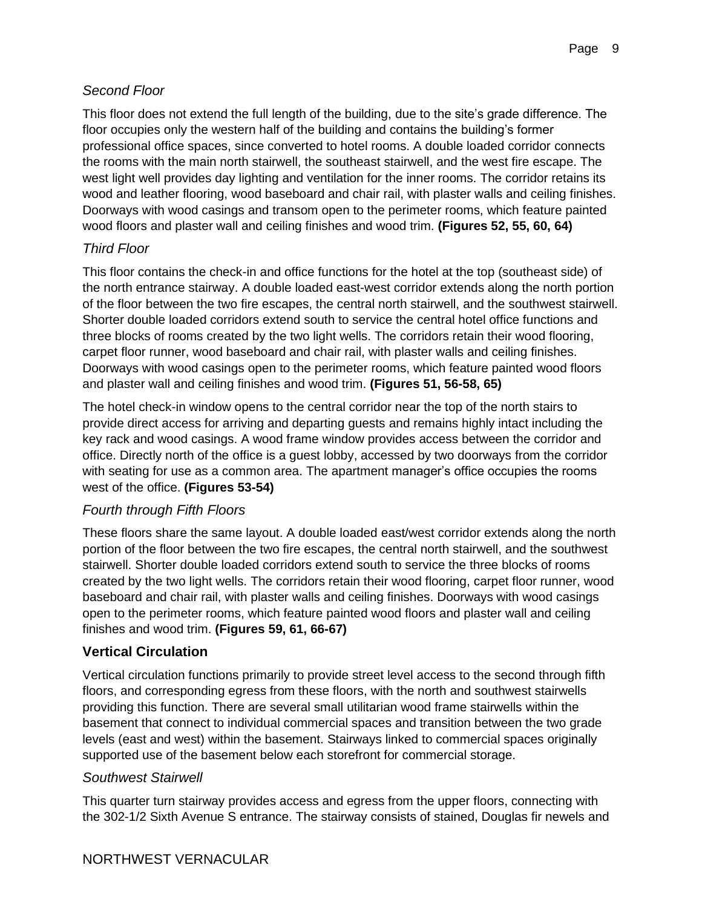### *Second Floor*

This floor does not extend the full length of the building, due to the site's grade difference. The floor occupies only the western half of the building and contains the building's former professional office spaces, since converted to hotel rooms. A double loaded corridor connects the rooms with the main north stairwell, the southeast stairwell, and the west fire escape. The west light well provides day lighting and ventilation for the inner rooms. The corridor retains its wood and leather flooring, wood baseboard and chair rail, with plaster walls and ceiling finishes. Doorways with wood casings and transom open to the perimeter rooms, which feature painted wood floors and plaster wall and ceiling finishes and wood trim. **(Figures 52, 55, 60, 64)**

### *Third Floor*

This floor contains the check-in and office functions for the hotel at the top (southeast side) of the north entrance stairway. A double loaded east-west corridor extends along the north portion of the floor between the two fire escapes, the central north stairwell, and the southwest stairwell. Shorter double loaded corridors extend south to service the central hotel office functions and three blocks of rooms created by the two light wells. The corridors retain their wood flooring, carpet floor runner, wood baseboard and chair rail, with plaster walls and ceiling finishes. Doorways with wood casings open to the perimeter rooms, which feature painted wood floors and plaster wall and ceiling finishes and wood trim. **(Figures 51, 56-58, 65)**

The hotel check-in window opens to the central corridor near the top of the north stairs to provide direct access for arriving and departing guests and remains highly intact including the key rack and wood casings. A wood frame window provides access between the corridor and office. Directly north of the office is a guest lobby, accessed by two doorways from the corridor with seating for use as a common area. The apartment manager's office occupies the rooms west of the office. **(Figures 53-54)**

### *Fourth through Fifth Floors*

These floors share the same layout. A double loaded east/west corridor extends along the north portion of the floor between the two fire escapes, the central north stairwell, and the southwest stairwell. Shorter double loaded corridors extend south to service the three blocks of rooms created by the two light wells. The corridors retain their wood flooring, carpet floor runner, wood baseboard and chair rail, with plaster walls and ceiling finishes. Doorways with wood casings open to the perimeter rooms, which feature painted wood floors and plaster wall and ceiling finishes and wood trim. **(Figures 59, 61, 66-67)**

## Vertical Circulation

Vertical circulation functions primarily to provide street level access to the second through fifth floors, and corresponding egress from these floors, with the north and southwest stairwells providing this function. There are several small utilitarian wood frame stairwells within the basement that connect to individual commercial spaces and transition between the two grade levels (east and west) within the basement. Stairways linked to commercial spaces originally supported use of the basement below each storefront for commercial storage.

### *Southwest Stairwell*

This quarter turn stairway provides access and egress from the upper floors, connecting with the 302-1/2 Sixth Avenue S entrance. The stairway consists of stained, Douglas fir newels and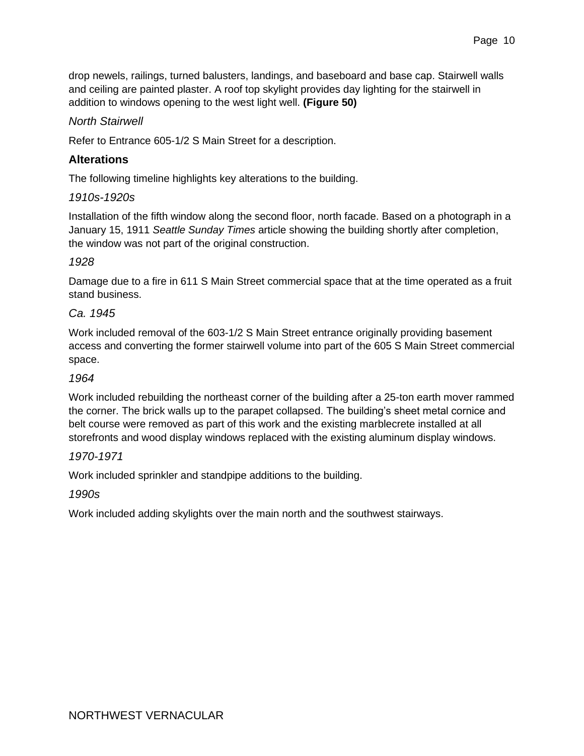drop newels, railings, turned balusters, landings, and baseboard and base cap. Stairwell walls and ceiling are painted plaster. A roof top skylight provides day lighting for the stairwell in addition to windows opening to the west light well. **(Figure 50)**

*North Stairwell*

Refer to Entrance 605-1/2 S Main Street for a description.

## Alterations

The following timeline highlights key alterations to the building.

*1910s-1920s*

Installation of the fifth window along the second floor, north facade. Based on a photograph in a January 15, 1911 *Seattle Sunday Times* article showing the building shortly after completion, the window was not part of the original construction.

*1928*

Damage due to a fire in 611 S Main Street commercial space that at the time operated as a fruit stand business.

*Ca. 1945*

Work included removal of the 603-1/2 S Main Street entrance originally providing basement access and converting the former stairwell volume into part of the 605 S Main Street commercial space.

*1964*

Work included rebuilding the northeast corner of the building after a 25-ton earth mover rammed the corner. The brick walls up to the parapet collapsed. The building's sheet metal cornice and belt course were removed as part of this work and the existing marblecrete installed at all storefronts and wood display windows replaced with the existing aluminum display windows.

*1970-1971*

Work included sprinkler and standpipe additions to the building.

*1990s*

Work included adding skylights over the main north and the southwest stairways.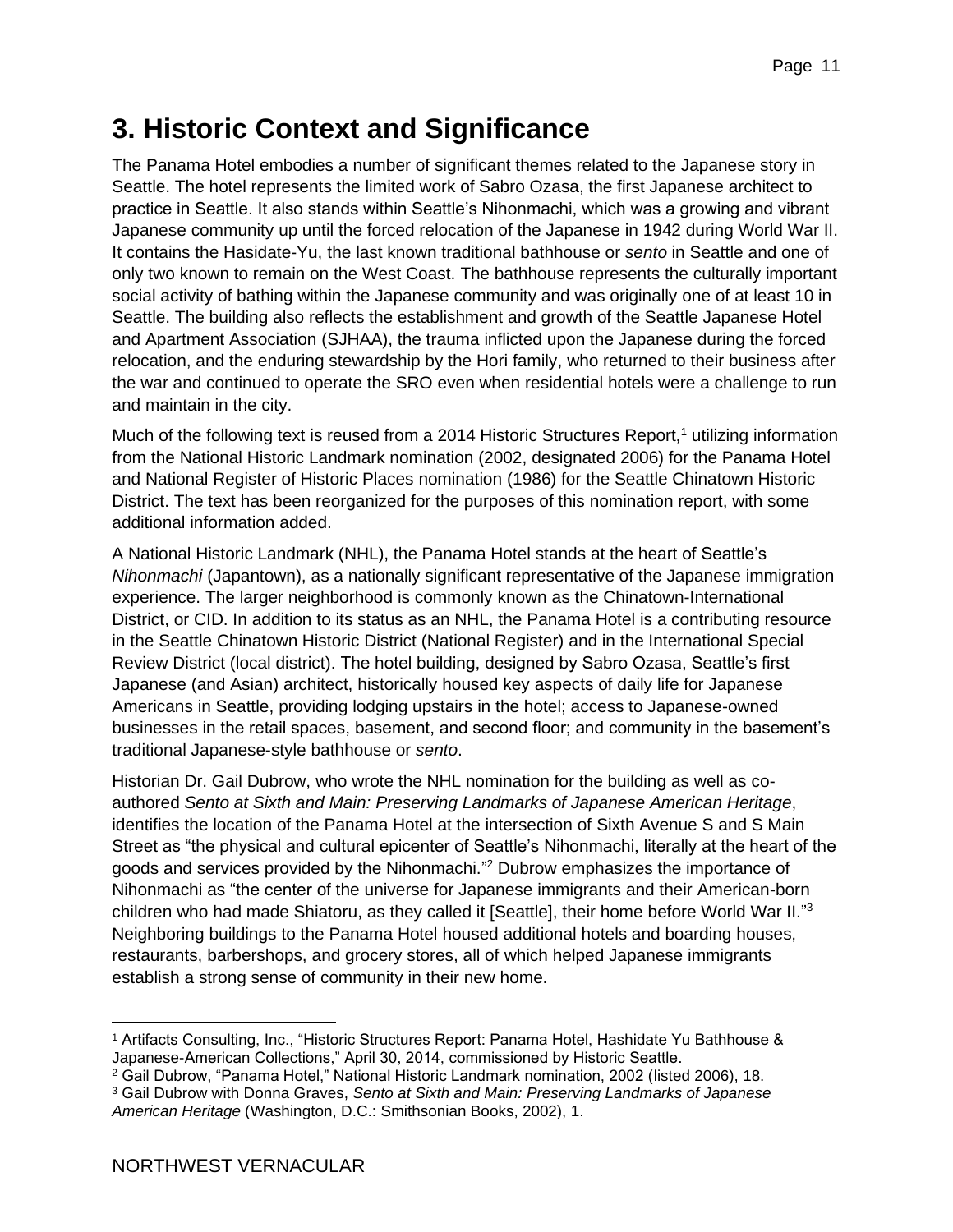# 3. Historic Context and Significance

The Panama Hotel embodies a number of significant themes related to the Japanese story in Seattle. The hotel represents the limited work of Sabro Ozasa, the first Japanese architect to practice in Seattle. It also stands within Seattle's Nihonmachi, which was a growing and vibrant Japanese community up until the forced relocation of the Japanese in 1942 during World War II. It contains the Hasidate-Yu, the last known traditional bathhouse or *sento* in Seattle and one of only two known to remain on the West Coast. The bathhouse represents the culturally important social activity of bathing within the Japanese community and was originally one of at least 10 in Seattle. The building also reflects the establishment and growth of the Seattle Japanese Hotel and Apartment Association (SJHAA), the trauma inflicted upon the Japanese during the forced relocation, and the enduring stewardship by the Hori family, who returned to their business after the war and continued to operate the SRO even when residential hotels were a challenge to run and maintain in the city.

Much of the following text is reused from a 2014 Historic Structures Report,[1] utilizing information from the National Historic Landmark nomination (2002, designated 2006) for the Panama Hotel and National Register of Historic Places nomination (1986) for the Seattle Chinatown Historic District. The text has been reorganized for the purposes of this nomination report, with some additional information added.

A National Historic Landmark (NHL), the Panama Hotel stands at the heart of Seattle's *Nihonmachi* (Japantown), as a nationally significant representative of the Japanese immigration experience. The larger neighborhood is commonly known as the Chinatown-International District, or CID. In addition to its status as an NHL, the Panama Hotel is a contributing resource in the Seattle Chinatown Historic District (National Register) and in the International Special Review District (local district). The hotel building, designed by Sabro Ozasa, Seattle's first Japanese (and Asian) architect, historically housed key aspects of daily life for Japanese Americans in Seattle, providing lodging upstairs in the hotel; access to Japanese-owned businesses in the retail spaces, basement, and second floor; and community in the basement's traditional Japanese-style bathhouse or *sento*.

Historian Dr. Gail Dubrow, who wrote the NHL nomination for the building as well as co-authored *Sento at Sixth and Main: Preserving Landmarks of Japanese American Heritage*, identifies the location of the Panama Hotel at the intersection of Sixth Avenue S and S Main Street as "the physical and cultural epicenter of Seattle's Nihonmachi, literally at the heart of the goods and services provided by the Nihonmachi."[2] Dubrow emphasizes the importance of Nihonmachi as "the center of the universe for Japanese immigrants and their American-born children who had made Shiatoru, as they called it [Seattle], their home before World War II."[3] Neighboring buildings to the Panama Hotel housed additional hotels and boarding houses, restaurants, barbershops, and grocery stores, all of which helped Japanese immigrants establish a strong sense of community in their new home.

---

[1] Artifacts Consulting, Inc., "Historic Structures Report: Panama Hotel, Hashidate Yu Bathhouse & Japanese-American Collections," April 30, 2014, commissioned by Historic Seattle.

[2] Gail Dubrow, "Panama Hotel," National Historic Landmark nomination, 2002 (listed 2006), 18.

[3] Gail Dubrow with Donna Graves, *Sento at Sixth and Main: Preserving Landmarks of Japanese American Heritage* (Washington, D.C.: Smithsonian Books, 2002), 1.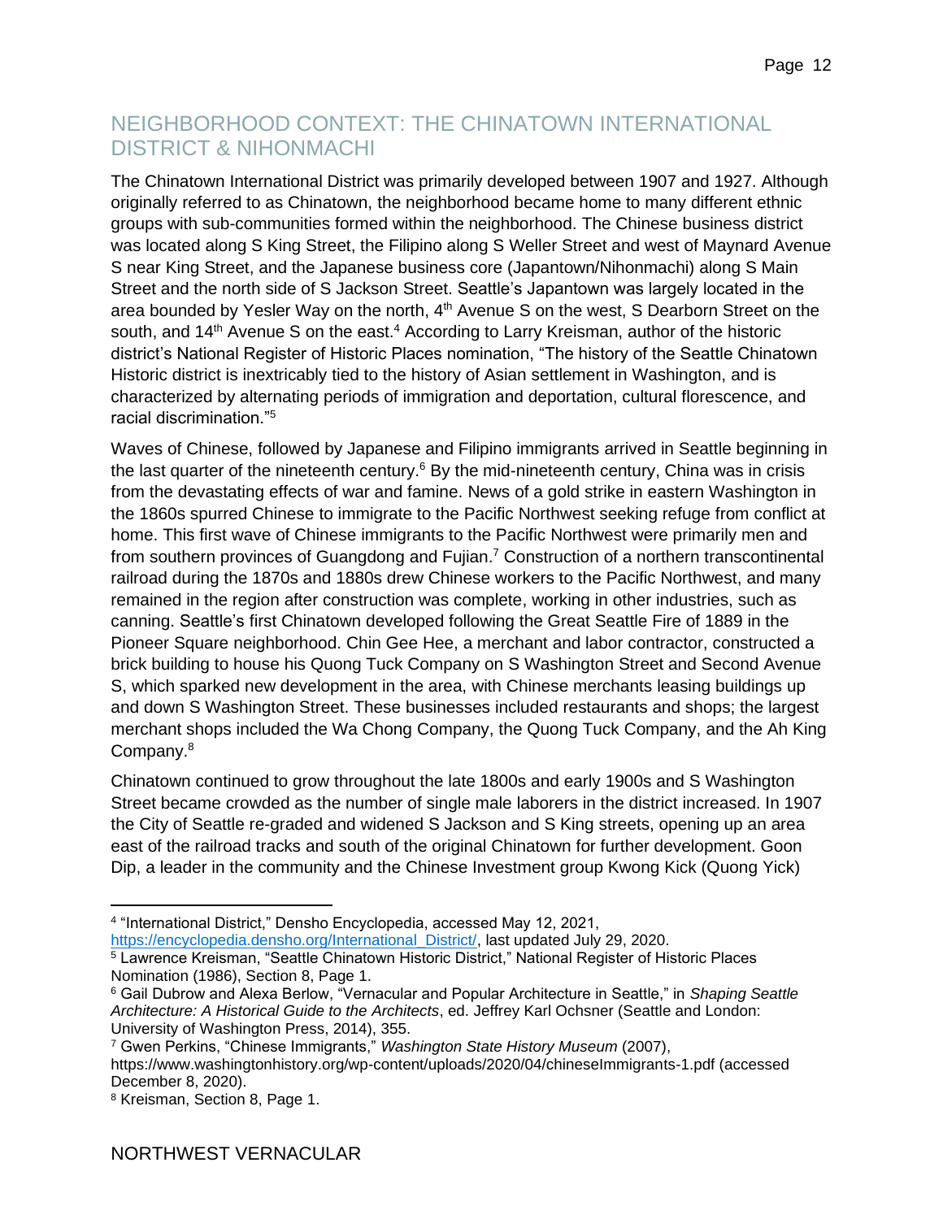## NEIGHBORHOOD CONTEXT: THE CHINATOWN INTERNATIONAL DISTRICT & NIHONMACHI

The Chinatown International District was primarily developed between 1907 and 1927. Although originally referred to as Chinatown, the neighborhood became home to many different ethnic groups with sub-communities formed within the neighborhood. The Chinese business district was located along S King Street, the Filipino along S Weller Street and west of Maynard Avenue S near King Street, and the Japanese business core (Japantown/Nihonmachi) along S Main Street and the north side of S Jackson Street. Seattle's Japantown was largely located in the area bounded by Yesler Way on the north, 4th Avenue S on the west, S Dearborn Street on the south, and 14th Avenue S on the east.[4] According to Larry Kreisman, author of the historic district's National Register of Historic Places nomination, "The history of the Seattle Chinatown Historic district is inextricably tied to the history of Asian settlement in Washington, and is characterized by alternating periods of immigration and deportation, cultural florescence, and racial discrimination."[5]

Waves of Chinese, followed by Japanese and Filipino immigrants arrived in Seattle beginning in the last quarter of the nineteenth century.[6] By the mid-nineteenth century, China was in crisis from the devastating effects of war and famine. News of a gold strike in eastern Washington in the 1860s spurred Chinese to immigrate to the Pacific Northwest seeking refuge from conflict at home. This first wave of Chinese immigrants to the Pacific Northwest were primarily men and from southern provinces of Guangdong and Fujian.[7] Construction of a northern transcontinental railroad during the 1870s and 1880s drew Chinese workers to the Pacific Northwest, and many remained in the region after construction was complete, working in other industries, such as canning. Seattle's first Chinatown developed following the Great Seattle Fire of 1889 in the Pioneer Square neighborhood. Chin Gee Hee, a merchant and labor contractor, constructed a brick building to house his Quong Tuck Company on S Washington Street and Second Avenue S, which sparked new development in the area, with Chinese merchants leasing buildings up and down S Washington Street. These businesses included restaurants and shops; the largest merchant shops included the Wa Chong Company, the Quong Tuck Company, and the Ah King Company.[8]

Chinatown continued to grow throughout the late 1800s and early 1900s and S Washington Street became crowded as the number of single male laborers in the district increased. In 1907 the City of Seattle re-graded and widened S Jackson and S King streets, opening up an area east of the railroad tracks and south of the original Chinatown for further development. Goon Dip, a leader in the community and the Chinese Investment group Kwong Kick (Quong Yick)

---

[4] "International District," Densho Encyclopedia, accessed May 12, 2021, https://encyclopedia.densho.org/International_District/, last updated July 29, 2020.

[5] Lawrence Kreisman, "Seattle Chinatown Historic District," National Register of Historic Places Nomination (1986), Section 8, Page 1.

[6] Gail Dubrow and Alexa Berlow, "Vernacular and Popular Architecture in Seattle," in *Shaping Seattle Architecture: A Historical Guide to the Architects*, ed. Jeffrey Karl Ochsner (Seattle and London: University of Washington Press, 2014), 355.

[7] Gwen Perkins, "Chinese Immigrants," *Washington State History Museum* (2007), https://www.washingtonhistory.org/wp-content/uploads/2020/04/chineseImmigrants-1.pdf (accessed December 8, 2020).

[8] Kreisman, Section 8, Page 1.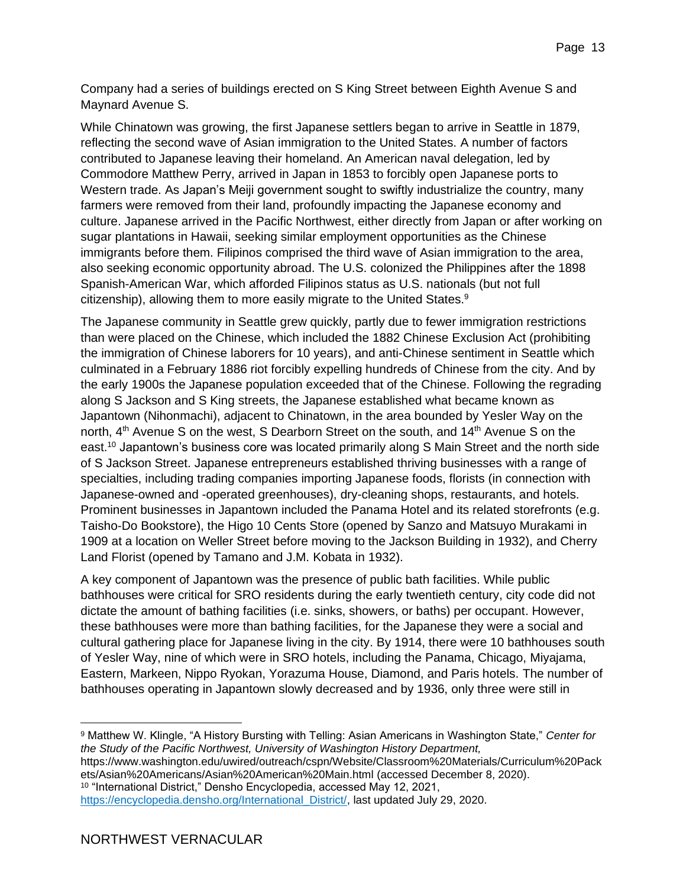Company had a series of buildings erected on S King Street between Eighth Avenue S and Maynard Avenue S.

While Chinatown was growing, the first Japanese settlers began to arrive in Seattle in 1879, reflecting the second wave of Asian immigration to the United States. A number of factors contributed to Japanese leaving their homeland. An American naval delegation, led by Commodore Matthew Perry, arrived in Japan in 1853 to forcibly open Japanese ports to Western trade. As Japan's Meiji government sought to swiftly industrialize the country, many farmers were removed from their land, profoundly impacting the Japanese economy and culture. Japanese arrived in the Pacific Northwest, either directly from Japan or after working on sugar plantations in Hawaii, seeking similar employment opportunities as the Chinese immigrants before them. Filipinos comprised the third wave of Asian immigration to the area, also seeking economic opportunity abroad. The U.S. colonized the Philippines after the 1898 Spanish-American War, which afforded Filipinos status as U.S. nationals (but not full citizenship), allowing them to more easily migrate to the United States.[9]

The Japanese community in Seattle grew quickly, partly due to fewer immigration restrictions than were placed on the Chinese, which included the 1882 Chinese Exclusion Act (prohibiting the immigration of Chinese laborers for 10 years), and anti-Chinese sentiment in Seattle which culminated in a February 1886 riot forcibly expelling hundreds of Chinese from the city. And by the early 1900s the Japanese population exceeded that of the Chinese. Following the regrading along S Jackson and S King streets, the Japanese established what became known as Japantown (Nihonmachi), adjacent to Chinatown, in the area bounded by Yesler Way on the north, 4th Avenue S on the west, S Dearborn Street on the south, and 14th Avenue S on the east.[10] Japantown's business core was located primarily along S Main Street and the north side of S Jackson Street. Japanese entrepreneurs established thriving businesses with a range of specialties, including trading companies importing Japanese foods, florists (in connection with Japanese-owned and -operated greenhouses), dry-cleaning shops, restaurants, and hotels. Prominent businesses in Japantown included the Panama Hotel and its related storefronts (e.g. Taisho-Do Bookstore), the Higo 10 Cents Store (opened by Sanzo and Matsuyo Murakami in 1909 at a location on Weller Street before moving to the Jackson Building in 1932), and Cherry Land Florist (opened by Tamano and J.M. Kobata in 1932).

A key component of Japantown was the presence of public bath facilities. While public bathhouses were critical for SRO residents during the early twentieth century, city code did not dictate the amount of bathing facilities (i.e. sinks, showers, or baths) per occupant. However, these bathhouses were more than bathing facilities, for the Japanese they were a social and cultural gathering place for Japanese living in the city. By 1914, there were 10 bathhouses south of Yesler Way, nine of which were in SRO hotels, including the Panama, Chicago, Miyajama, Eastern, Markeen, Nippo Ryokan, Yorazuma House, Diamond, and Paris hotels. The number of bathhouses operating in Japantown slowly decreased and by 1936, only three were still in

---

[9] Matthew W. Klingle, "A History Bursting with Telling: Asian Americans in Washington State," *Center for the Study of the Pacific Northwest, University of Washington History Department,* https://www.washington.edu/uwired/outreach/cspn/Website/Classroom%20Materials/Curriculum%20Packets/Asian%20Americans/Asian%20American%20Main.html (accessed December 8, 2020).

[10] "International District," Densho Encyclopedia, accessed May 12, 2021, https://encyclopedia.densho.org/International_District/, last updated July 29, 2020.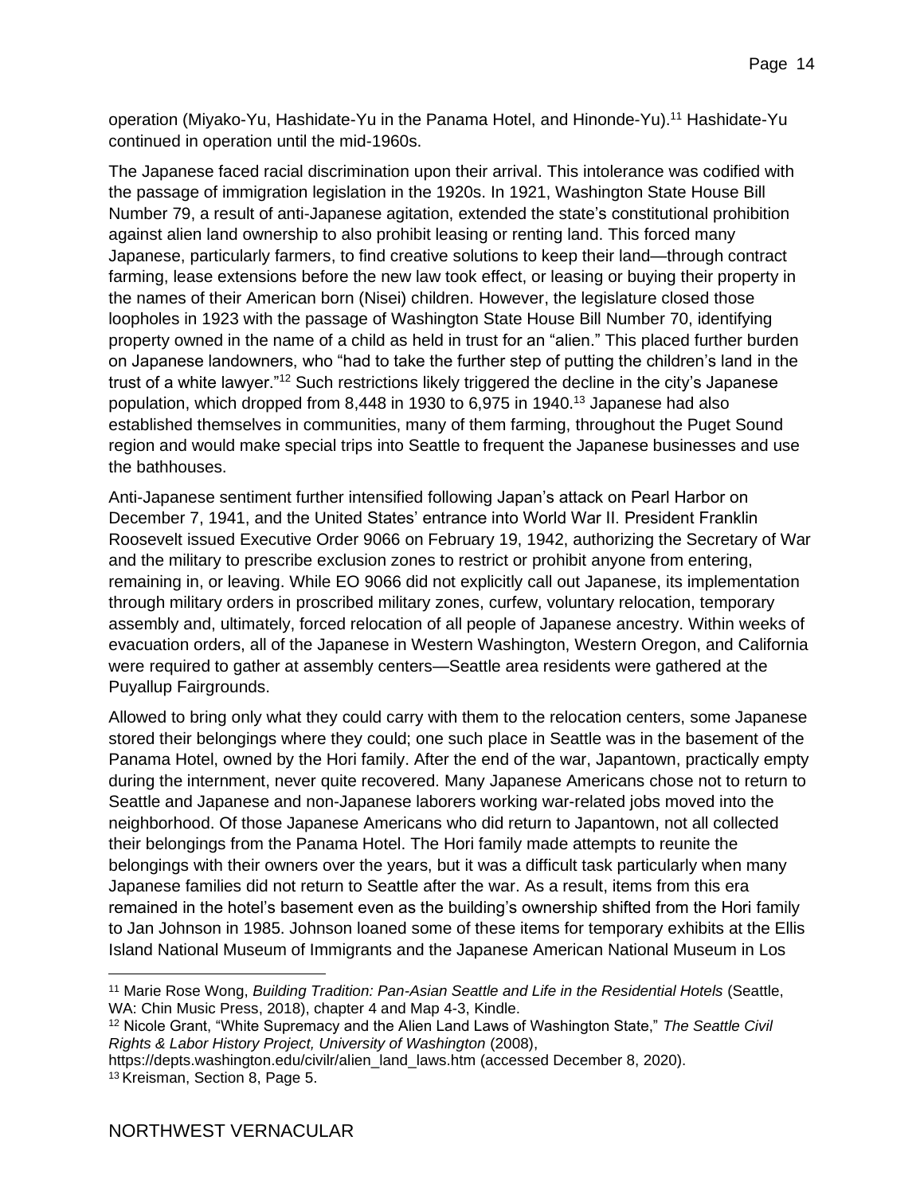operation (Miyako-Yu, Hashidate-Yu in the Panama Hotel, and Hinonde-Yu).[11] Hashidate-Yu continued in operation until the mid-1960s.

The Japanese faced racial discrimination upon their arrival. This intolerance was codified with the passage of immigration legislation in the 1920s. In 1921, Washington State House Bill Number 79, a result of anti-Japanese agitation, extended the state's constitutional prohibition against alien land ownership to also prohibit leasing or renting land. This forced many Japanese, particularly farmers, to find creative solutions to keep their land—through contract farming, lease extensions before the new law took effect, or leasing or buying their property in the names of their American born (Nisei) children. However, the legislature closed those loopholes in 1923 with the passage of Washington State House Bill Number 70, identifying property owned in the name of a child as held in trust for an "alien." This placed further burden on Japanese landowners, who "had to take the further step of putting the children's land in the trust of a white lawyer."[12] Such restrictions likely triggered the decline in the city's Japanese population, which dropped from 8,448 in 1930 to 6,975 in 1940.[13] Japanese had also established themselves in communities, many of them farming, throughout the Puget Sound region and would make special trips into Seattle to frequent the Japanese businesses and use the bathhouses.

Anti-Japanese sentiment further intensified following Japan's attack on Pearl Harbor on December 7, 1941, and the United States' entrance into World War II. President Franklin Roosevelt issued Executive Order 9066 on February 19, 1942, authorizing the Secretary of War and the military to prescribe exclusion zones to restrict or prohibit anyone from entering, remaining in, or leaving. While EO 9066 did not explicitly call out Japanese, its implementation through military orders in proscribed military zones, curfew, voluntary relocation, temporary assembly and, ultimately, forced relocation of all people of Japanese ancestry. Within weeks of evacuation orders, all of the Japanese in Western Washington, Western Oregon, and California were required to gather at assembly centers—Seattle area residents were gathered at the Puyallup Fairgrounds.

Allowed to bring only what they could carry with them to the relocation centers, some Japanese stored their belongings where they could; one such place in Seattle was in the basement of the Panama Hotel, owned by the Hori family. After the end of the war, Japantown, practically empty during the internment, never quite recovered. Many Japanese Americans chose not to return to Seattle and Japanese and non-Japanese laborers working war-related jobs moved into the neighborhood. Of those Japanese Americans who did return to Japantown, not all collected their belongings from the Panama Hotel. The Hori family made attempts to reunite the belongings with their owners over the years, but it was a difficult task particularly when many Japanese families did not return to Seattle after the war. As a result, items from this era remained in the hotel's basement even as the building's ownership shifted from the Hori family to Jan Johnson in 1985. Johnson loaned some of these items for temporary exhibits at the Ellis Island National Museum of Immigrants and the Japanese American National Museum in Los

---

[11] Marie Rose Wong, *Building Tradition: Pan-Asian Seattle and Life in the Residential Hotels* (Seattle, WA: Chin Music Press, 2018), chapter 4 and Map 4-3, Kindle.

[12] Nicole Grant, "White Supremacy and the Alien Land Laws of Washington State," *The Seattle Civil Rights & Labor History Project, University of Washington* (2008), https://depts.washington.edu/civilr/alien_land_laws.htm (accessed December 8, 2020).

[13] Kreisman, Section 8, Page 5.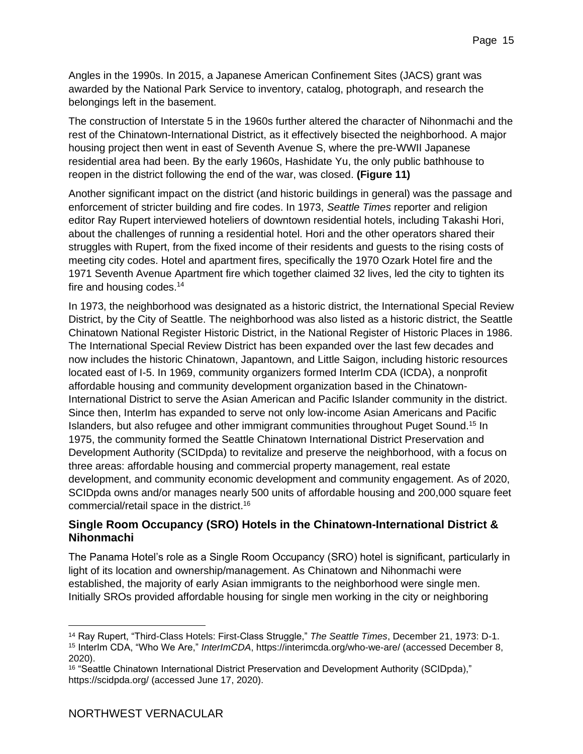Angles in the 1990s. In 2015, a Japanese American Confinement Sites (JACS) grant was awarded by the National Park Service to inventory, catalog, photograph, and research the belongings left in the basement.

The construction of Interstate 5 in the 1960s further altered the character of Nihonmachi and the rest of the Chinatown-International District, as it effectively bisected the neighborhood. A major housing project then went in east of Seventh Avenue S, where the pre-WWII Japanese residential area had been. By the early 1960s, Hashidate Yu, the only public bathhouse to reopen in the district following the end of the war, was closed. **(Figure 11)**

Another significant impact on the district (and historic buildings in general) was the passage and enforcement of stricter building and fire codes. In 1973, *Seattle Times* reporter and religion editor Ray Rupert interviewed hoteliers of downtown residential hotels, including Takashi Hori, about the challenges of running a residential hotel. Hori and the other operators shared their struggles with Rupert, from the fixed income of their residents and guests to the rising costs of meeting city codes. Hotel and apartment fires, specifically the 1970 Ozark Hotel fire and the 1971 Seventh Avenue Apartment fire which together claimed 32 lives, led the city to tighten its fire and housing codes.[14]

In 1973, the neighborhood was designated as a historic district, the International Special Review District, by the City of Seattle. The neighborhood was also listed as a historic district, the Seattle Chinatown National Register Historic District, in the National Register of Historic Places in 1986. The International Special Review District has been expanded over the last few decades and now includes the historic Chinatown, Japantown, and Little Saigon, including historic resources located east of I-5. In 1969, community organizers formed InterIm CDA (ICDA), a nonprofit affordable housing and community development organization based in the Chinatown-International District to serve the Asian American and Pacific Islander community in the district. Since then, InterIm has expanded to serve not only low-income Asian Americans and Pacific Islanders, but also refugee and other immigrant communities throughout Puget Sound.[15] In 1975, the community formed the Seattle Chinatown International District Preservation and Development Authority (SCIDpda) to revitalize and preserve the neighborhood, with a focus on three areas: affordable housing and commercial property management, real estate development, and community economic development and community engagement. As of 2020, SCIDpda owns and/or manages nearly 500 units of affordable housing and 200,000 square feet commercial/retail space in the district.[16]

### Single Room Occupancy (SRO) Hotels in the Chinatown-International District & Nihonmachi

The Panama Hotel's role as a Single Room Occupancy (SRO) hotel is significant, particularly in light of its location and ownership/management. As Chinatown and Nihonmachi were established, the majority of early Asian immigrants to the neighborhood were single men. Initially SROs provided affordable housing for single men working in the city or neighboring

---

[14] Ray Rupert, "Third-Class Hotels: First-Class Struggle," *The Seattle Times*, December 21, 1973: D-1.

[15] InterIm CDA, "Who We Are," *InterImCDA*, https://interimcda.org/who-we-are/ (accessed December 8, 2020).

[16] "Seattle Chinatown International District Preservation and Development Authority (SCIDpda)," https://scidpda.org/ (accessed June 17, 2020).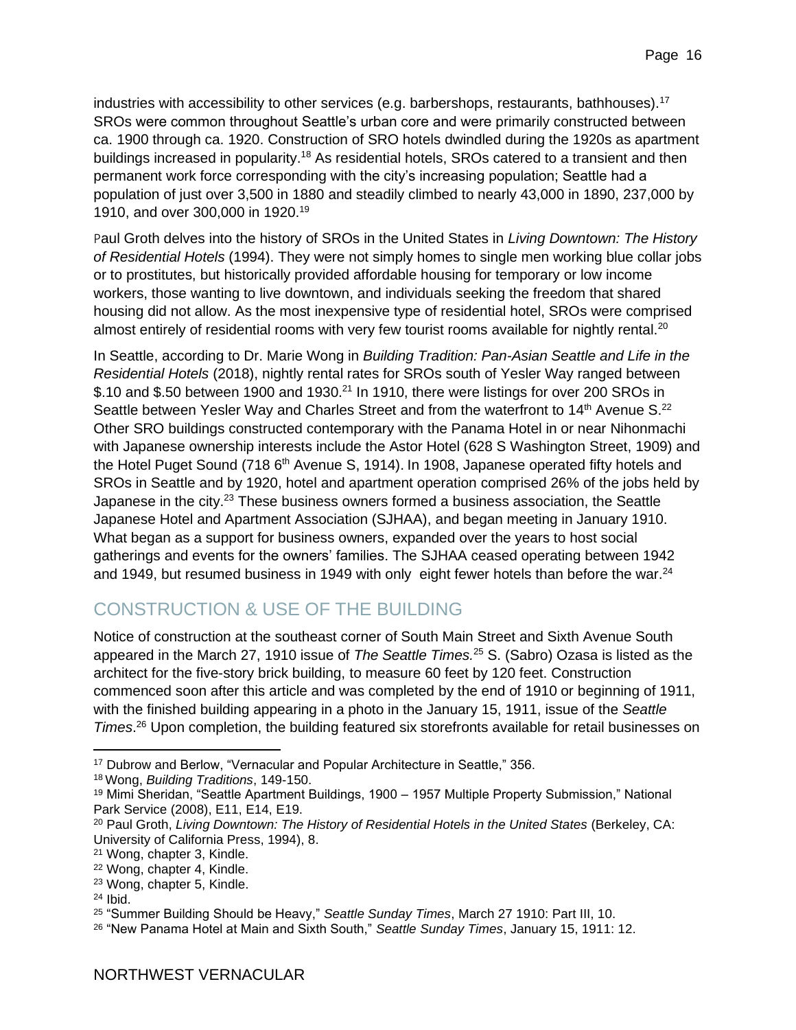industries with accessibility to other services (e.g. barbershops, restaurants, bathhouses).[17] SROs were common throughout Seattle's urban core and were primarily constructed between ca. 1900 through ca. 1920. Construction of SRO hotels dwindled during the 1920s as apartment buildings increased in popularity.[18] As residential hotels, SROs catered to a transient and then permanent work force corresponding with the city's increasing population; Seattle had a population of just over 3,500 in 1880 and steadily climbed to nearly 43,000 in 1890, 237,000 by 1910, and over 300,000 in 1920.[19]

Paul Groth delves into the history of SROs in the United States in *Living Downtown: The History of Residential Hotels* (1994). They were not simply homes to single men working blue collar jobs or to prostitutes, but historically provided affordable housing for temporary or low income workers, those wanting to live downtown, and individuals seeking the freedom that shared housing did not allow. As the most inexpensive type of residential hotel, SROs were comprised almost entirely of residential rooms with very few tourist rooms available for nightly rental.[20]

In Seattle, according to Dr. Marie Wong in *Building Tradition: Pan-Asian Seattle and Life in the Residential Hotels* (2018), nightly rental rates for SROs south of Yesler Way ranged between $.10 and $.50 between 1900 and 1930.[21] In 1910, there were listings for over 200 SROs in Seattle between Yesler Way and Charles Street and from the waterfront to 14th Avenue S.[22] Other SRO buildings constructed contemporary with the Panama Hotel in or near Nihonmachi with Japanese ownership interests include the Astor Hotel (628 S Washington Street, 1909) and the Hotel Puget Sound (718 6th Avenue S, 1914). In 1908, Japanese operated fifty hotels and SROs in Seattle and by 1920, hotel and apartment operation comprised 26% of the jobs held by Japanese in the city.[23] These business owners formed a business association, the Seattle Japanese Hotel and Apartment Association (SJHAA), and began meeting in January 1910. What began as a support for business owners, expanded over the years to host social gatherings and events for the owners' families. The SJHAA ceased operating between 1942 and 1949, but resumed business in 1949 with only eight fewer hotels than before the war.[24]

## CONSTRUCTION & USE OF THE BUILDING

Notice of construction at the southeast corner of South Main Street and Sixth Avenue South appeared in the March 27, 1910 issue of *The Seattle Times.*[25] S. (Sabro) Ozasa is listed as the architect for the five-story brick building, to measure 60 feet by 120 feet. Construction commenced soon after this article and was completed by the end of 1910 or beginning of 1911, with the finished building appearing in a photo in the January 15, 1911, issue of the *Seattle Times*.[26] Upon completion, the building featured six storefronts available for retail businesses on

---

[17] Dubrow and Berlow, "Vernacular and Popular Architecture in Seattle," 356.

[18] Wong, *Building Traditions*, 149-150.

[19] Mimi Sheridan, "Seattle Apartment Buildings, 1900 – 1957 Multiple Property Submission," National Park Service (2008), E11, E14, E19.

[20] Paul Groth, *Living Downtown: The History of Residential Hotels in the United States* (Berkeley, CA: University of California Press, 1994), 8.

[21] Wong, chapter 3, Kindle.

[22] Wong, chapter 4, Kindle.

[23] Wong, chapter 5, Kindle.

[24] Ibid.

[25] "Summer Building Should be Heavy," *Seattle Sunday Times*, March 27 1910: Part III, 10.

[26] "New Panama Hotel at Main and Sixth South," *Seattle Sunday Times*, January 15, 1911: 12.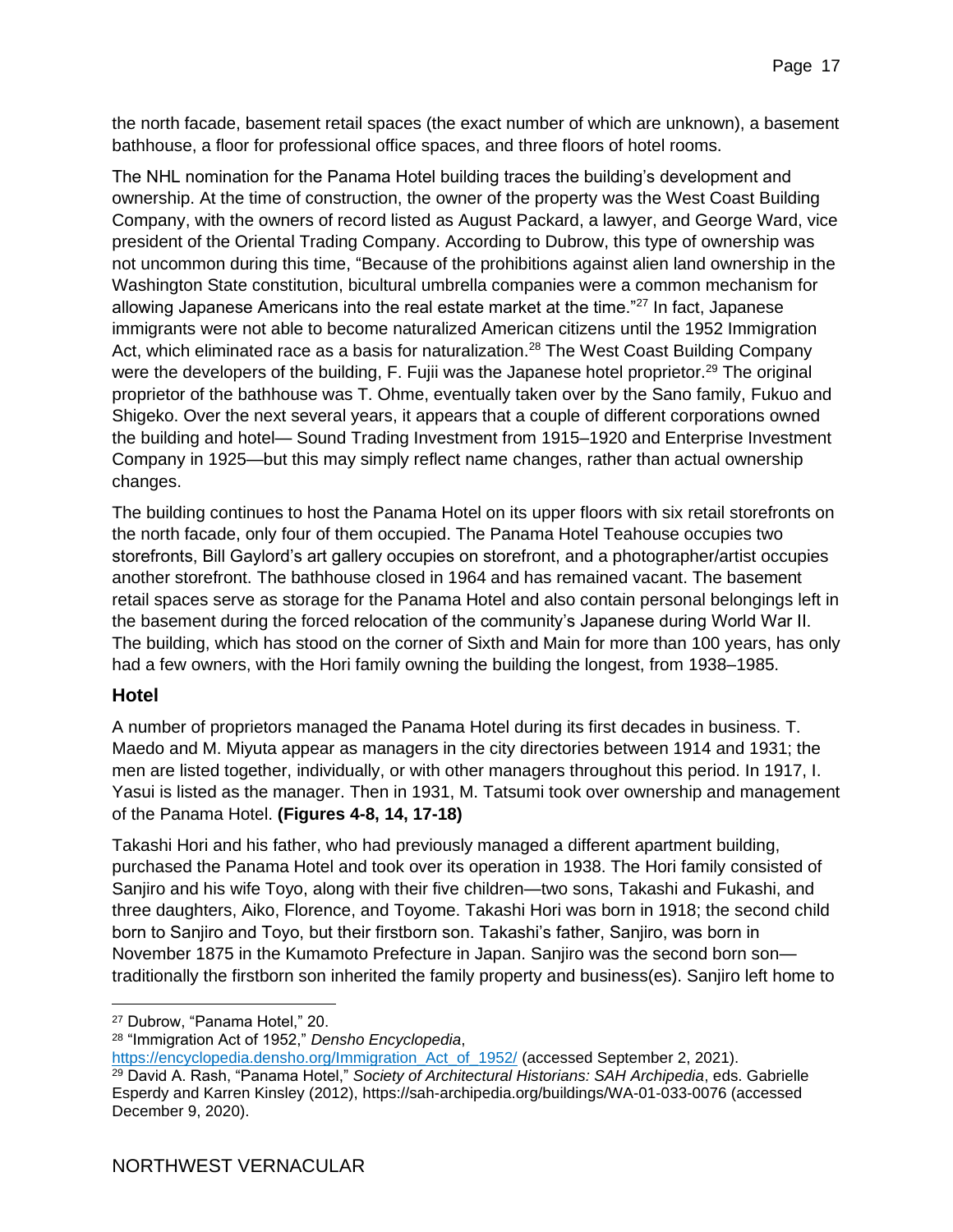the north facade, basement retail spaces (the exact number of which are unknown), a basement bathhouse, a floor for professional office spaces, and three floors of hotel rooms.

The NHL nomination for the Panama Hotel building traces the building's development and ownership. At the time of construction, the owner of the property was the West Coast Building Company, with the owners of record listed as August Packard, a lawyer, and George Ward, vice president of the Oriental Trading Company. According to Dubrow, this type of ownership was not uncommon during this time, "Because of the prohibitions against alien land ownership in the Washington State constitution, bicultural umbrella companies were a common mechanism for allowing Japanese Americans into the real estate market at the time."[27] In fact, Japanese immigrants were not able to become naturalized American citizens until the 1952 Immigration Act, which eliminated race as a basis for naturalization.[28] The West Coast Building Company were the developers of the building, F. Fujii was the Japanese hotel proprietor.[29] The original proprietor of the bathhouse was T. Ohme, eventually taken over by the Sano family, Fukuo and Shigeko. Over the next several years, it appears that a couple of different corporations owned the building and hotel— Sound Trading Investment from 1915–1920 and Enterprise Investment Company in 1925—but this may simply reflect name changes, rather than actual ownership changes.

The building continues to host the Panama Hotel on its upper floors with six retail storefronts on the north facade, only four of them occupied. The Panama Hotel Teahouse occupies two storefronts, Bill Gaylord's art gallery occupies on storefront, and a photographer/artist occupies another storefront. The bathhouse closed in 1964 and has remained vacant. The basement retail spaces serve as storage for the Panama Hotel and also contain personal belongings left in the basement during the forced relocation of the community's Japanese during World War II. The building, which has stood on the corner of Sixth and Main for more than 100 years, has only had a few owners, with the Hori family owning the building the longest, from 1938–1985.

### Hotel

A number of proprietors managed the Panama Hotel during its first decades in business. T. Maedo and M. Miyuta appear as managers in the city directories between 1914 and 1931; the men are listed together, individually, or with other managers throughout this period. In 1917, I. Yasui is listed as the manager. Then in 1931, M. Tatsumi took over ownership and management of the Panama Hotel. **(Figures 4-8, 14, 17-18)**

Takashi Hori and his father, who had previously managed a different apartment building, purchased the Panama Hotel and took over its operation in 1938. The Hori family consisted of Sanjiro and his wife Toyo, along with their five children—two sons, Takashi and Fukashi, and three daughters, Aiko, Florence, and Toyome. Takashi Hori was born in 1918; the second child born to Sanjiro and Toyo, but their firstborn son. Takashi's father, Sanjiro, was born in November 1875 in the Kumamoto Prefecture in Japan. Sanjiro was the second born son—traditionally the firstborn son inherited the family property and business(es). Sanjiro left home to

[27] Dubrow, "Panama Hotel," 20.

[28] "Immigration Act of 1952," *Densho Encyclopedia*, https://encyclopedia.densho.org/Immigration_Act_of_1952/ (accessed September 2, 2021).

[29] David A. Rash, "Panama Hotel," *Society of Architectural Historians: SAH Archipedia*, eds. Gabrielle Esperdy and Karren Kinsley (2012), https://sah-archipedia.org/buildings/WA-01-033-0076 (accessed December 9, 2020).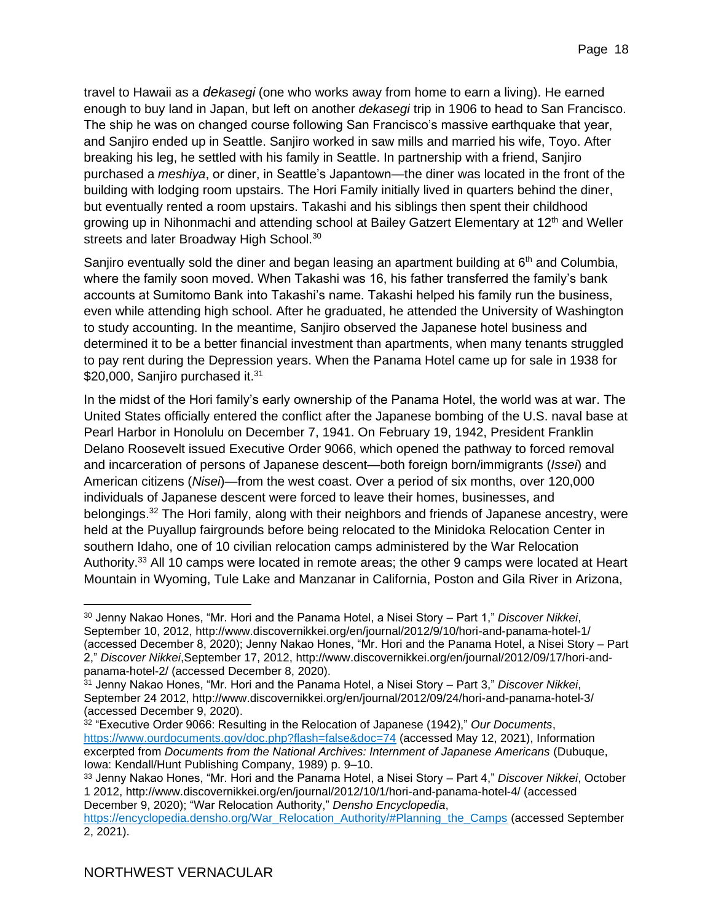travel to Hawaii as a *dekasegi* (one who works away from home to earn a living). He earned enough to buy land in Japan, but left on another *dekasegi* trip in 1906 to head to San Francisco. The ship he was on changed course following San Francisco's massive earthquake that year, and Sanjiro ended up in Seattle. Sanjiro worked in saw mills and married his wife, Toyo. After breaking his leg, he settled with his family in Seattle. In partnership with a friend, Sanjiro purchased a *meshiya*, or diner, in Seattle's Japantown—the diner was located in the front of the building with lodging room upstairs. The Hori Family initially lived in quarters behind the diner, but eventually rented a room upstairs. Takashi and his siblings then spent their childhood growing up in Nihonmachi and attending school at Bailey Gatzert Elementary at 12th and Weller streets and later Broadway High School.[30]

Sanjiro eventually sold the diner and began leasing an apartment building at 6th and Columbia, where the family soon moved. When Takashi was 16, his father transferred the family's bank accounts at Sumitomo Bank into Takashi's name. Takashi helped his family run the business, even while attending high school. After he graduated, he attended the University of Washington to study accounting. In the meantime, Sanjiro observed the Japanese hotel business and determined it to be a better financial investment than apartments, when many tenants struggled to pay rent during the Depression years. When the Panama Hotel came up for sale in 1938 for \$20,000, Sanjiro purchased it.[31]

In the midst of the Hori family's early ownership of the Panama Hotel, the world was at war. The United States officially entered the conflict after the Japanese bombing of the U.S. naval base at Pearl Harbor in Honolulu on December 7, 1941. On February 19, 1942, President Franklin Delano Roosevelt issued Executive Order 9066, which opened the pathway to forced removal and incarceration of persons of Japanese descent—both foreign born/immigrants (*Issei*) and American citizens (*Nisei*)—from the west coast. Over a period of six months, over 120,000 individuals of Japanese descent were forced to leave their homes, businesses, and belongings.[32] The Hori family, along with their neighbors and friends of Japanese ancestry, were held at the Puyallup fairgrounds before being relocated to the Minidoka Relocation Center in southern Idaho, one of 10 civilian relocation camps administered by the War Relocation Authority.[33] All 10 camps were located in remote areas; the other 9 camps were located at Heart Mountain in Wyoming, Tule Lake and Manzanar in California, Poston and Gila River in Arizona,

---

[30] Jenny Nakao Hones, "Mr. Hori and the Panama Hotel, a Nisei Story – Part 1," *Discover Nikkei*, September 10, 2012, http://www.discovernikkei.org/en/journal/2012/9/10/hori-and-panama-hotel-1/ (accessed December 8, 2020); Jenny Nakao Hones, "Mr. Hori and the Panama Hotel, a Nisei Story – Part 2," *Discover Nikkei*,September 17, 2012, http://www.discovernikkei.org/en/journal/2012/09/17/hori-and-panama-hotel-2/ (accessed December 8, 2020).

[31] Jenny Nakao Hones, "Mr. Hori and the Panama Hotel, a Nisei Story – Part 3," *Discover Nikkei*, September 24 2012, http://www.discovernikkei.org/en/journal/2012/09/24/hori-and-panama-hotel-3/ (accessed December 9, 2020).

[32] "Executive Order 9066: Resulting in the Relocation of Japanese (1942)," *Our Documents*, https://www.ourdocuments.gov/doc.php?flash=false&doc=74 (accessed May 12, 2021), Information excerpted from *Documents from the National Archives: Internment of Japanese Americans* (Dubuque, Iowa: Kendall/Hunt Publishing Company, 1989) p. 9–10.

[33] Jenny Nakao Hones, "Mr. Hori and the Panama Hotel, a Nisei Story – Part 4," *Discover Nikkei*, October 1 2012, http://www.discovernikkei.org/en/journal/2012/10/1/hori-and-panama-hotel-4/ (accessed December 9, 2020); "War Relocation Authority," *Densho Encyclopedia*, https://encyclopedia.densho.org/War_Relocation_Authority/#Planning_the_Camps (accessed September 2, 2021).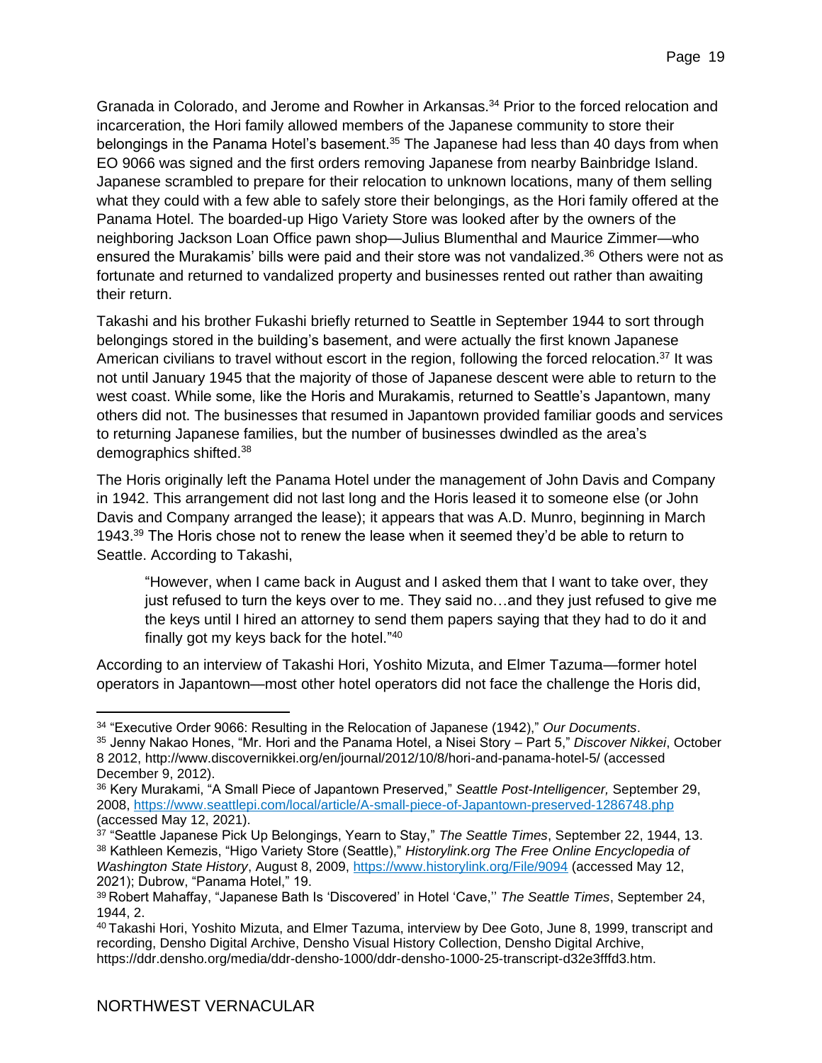Granada in Colorado, and Jerome and Rowher in Arkansas.[34] Prior to the forced relocation and incarceration, the Hori family allowed members of the Japanese community to store their belongings in the Panama Hotel's basement.[35] The Japanese had less than 40 days from when EO 9066 was signed and the first orders removing Japanese from nearby Bainbridge Island. Japanese scrambled to prepare for their relocation to unknown locations, many of them selling what they could with a few able to safely store their belongings, as the Hori family offered at the Panama Hotel. The boarded-up Higo Variety Store was looked after by the owners of the neighboring Jackson Loan Office pawn shop—Julius Blumenthal and Maurice Zimmer—who ensured the Murakamis' bills were paid and their store was not vandalized.[36] Others were not as fortunate and returned to vandalized property and businesses rented out rather than awaiting their return.

Takashi and his brother Fukashi briefly returned to Seattle in September 1944 to sort through belongings stored in the building's basement, and were actually the first known Japanese American civilians to travel without escort in the region, following the forced relocation.[37] It was not until January 1945 that the majority of those of Japanese descent were able to return to the west coast. While some, like the Horis and Murakamis, returned to Seattle's Japantown, many others did not. The businesses that resumed in Japantown provided familiar goods and services to returning Japanese families, but the number of businesses dwindled as the area's demographics shifted.[38]

The Horis originally left the Panama Hotel under the management of John Davis and Company in 1942. This arrangement did not last long and the Horis leased it to someone else (or John Davis and Company arranged the lease); it appears that was A.D. Munro, beginning in March 1943.[39] The Horis chose not to renew the lease when it seemed they'd be able to return to Seattle. According to Takashi,

> "However, when I came back in August and I asked them that I want to take over, they just refused to turn the keys over to me. They said no…and they just refused to give me the keys until I hired an attorney to send them papers saying that they had to do it and finally got my keys back for the hotel."[40]

According to an interview of Takashi Hori, Yoshito Mizuta, and Elmer Tazuma—former hotel operators in Japantown—most other hotel operators did not face the challenge the Horis did,

---

[34] "Executive Order 9066: Resulting in the Relocation of Japanese (1942)," *Our Documents*.

[35] Jenny Nakao Hones, "Mr. Hori and the Panama Hotel, a Nisei Story – Part 5," *Discover Nikkei*, October 8 2012, http://www.discovernikkei.org/en/journal/2012/10/8/hori-and-panama-hotel-5/ (accessed December 9, 2012).

[36] Kery Murakami, "A Small Piece of Japantown Preserved," *Seattle Post-Intelligencer,* September 29, 2008, https://www.seattlepi.com/local/article/A-small-piece-of-Japantown-preserved-1286748.php (accessed May 12, 2021).

[37] "Seattle Japanese Pick Up Belongings, Yearn to Stay," *The Seattle Times*, September 22, 1944, 13.

[38] Kathleen Kemezis, "Higo Variety Store (Seattle)," *Historylink.org The Free Online Encyclopedia of Washington State History*, August 8, 2009, https://www.historylink.org/File/9094 (accessed May 12, 2021); Dubrow, "Panama Hotel," 19.

[39] Robert Mahaffay, "Japanese Bath Is 'Discovered' in Hotel 'Cave,'' *The Seattle Times*, September 24, 1944, 2.

[40] Takashi Hori, Yoshito Mizuta, and Elmer Tazuma, interview by Dee Goto, June 8, 1999, transcript and recording, Densho Digital Archive, Densho Visual History Collection, Densho Digital Archive, https://ddr.densho.org/media/ddr-densho-1000/ddr-densho-1000-25-transcript-d32e3fffd3.htm.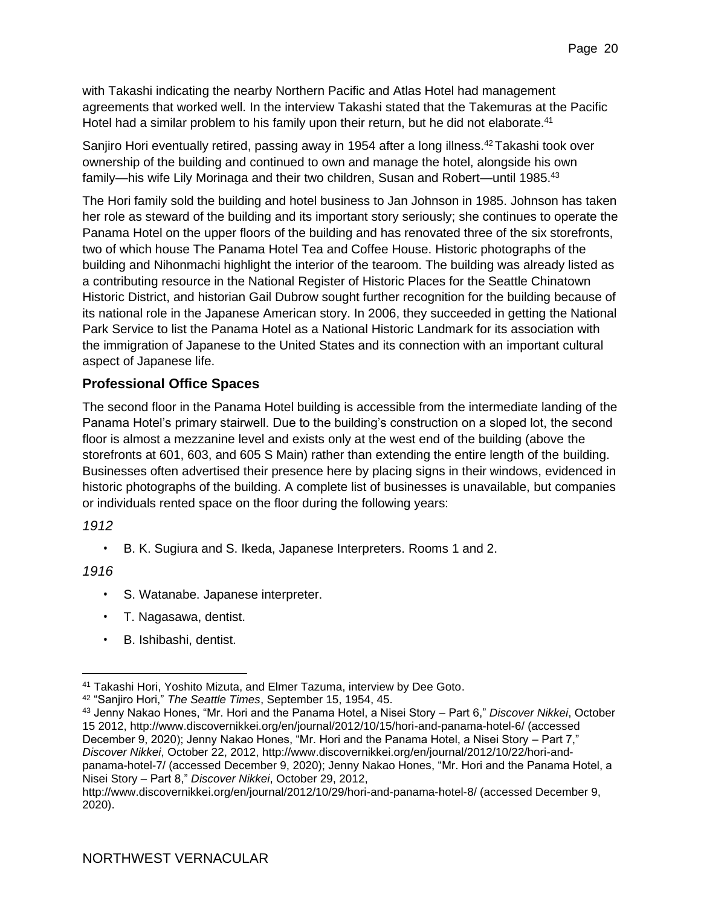with Takashi indicating the nearby Northern Pacific and Atlas Hotel had management agreements that worked well. In the interview Takashi stated that the Takemuras at the Pacific Hotel had a similar problem to his family upon their return, but he did not elaborate.[41]

Sanjiro Hori eventually retired, passing away in 1954 after a long illness.[42] Takashi took over ownership of the building and continued to own and manage the hotel, alongside his own family—his wife Lily Morinaga and their two children, Susan and Robert—until 1985.[43]

The Hori family sold the building and hotel business to Jan Johnson in 1985. Johnson has taken her role as steward of the building and its important story seriously; she continues to operate the Panama Hotel on the upper floors of the building and has renovated three of the six storefronts, two of which house The Panama Hotel Tea and Coffee House. Historic photographs of the building and Nihonmachi highlight the interior of the tearoom. The building was already listed as a contributing resource in the National Register of Historic Places for the Seattle Chinatown Historic District, and historian Gail Dubrow sought further recognition for the building because of its national role in the Japanese American story. In 2006, they succeeded in getting the National Park Service to list the Panama Hotel as a National Historic Landmark for its association with the immigration of Japanese to the United States and its connection with an important cultural aspect of Japanese life.

### Professional Office Spaces

The second floor in the Panama Hotel building is accessible from the intermediate landing of the Panama Hotel's primary stairwell. Due to the building's construction on a sloped lot, the second floor is almost a mezzanine level and exists only at the west end of the building (above the storefronts at 601, 603, and 605 S Main) rather than extending the entire length of the building. Businesses often advertised their presence here by placing signs in their windows, evidenced in historic photographs of the building. A complete list of businesses is unavailable, but companies or individuals rented space on the floor during the following years:

*1912*

- B. K. Sugiura and S. Ikeda, Japanese Interpreters. Rooms 1 and 2.

*1916*

- S. Watanabe. Japanese interpreter.
- T. Nagasawa, dentist.
- B. Ishibashi, dentist.

---

[41] Takashi Hori, Yoshito Mizuta, and Elmer Tazuma, interview by Dee Goto.

[42] "Sanjiro Hori," *The Seattle Times*, September 15, 1954, 45.

[43] Jenny Nakao Hones, "Mr. Hori and the Panama Hotel, a Nisei Story – Part 6," *Discover Nikkei*, October 15 2012, http://www.discovernikkei.org/en/journal/2012/10/15/hori-and-panama-hotel-6/ (accessed December 9, 2020); Jenny Nakao Hones, "Mr. Hori and the Panama Hotel, a Nisei Story – Part 7," *Discover Nikkei*, October 22, 2012, http://www.discovernikkei.org/en/journal/2012/10/22/hori-and-panama-hotel-7/ (accessed December 9, 2020); Jenny Nakao Hones, "Mr. Hori and the Panama Hotel, a Nisei Story – Part 8," *Discover Nikkei*, October 29, 2012, http://www.discovernikkei.org/en/journal/2012/10/29/hori-and-panama-hotel-8/ (accessed December 9, 2020).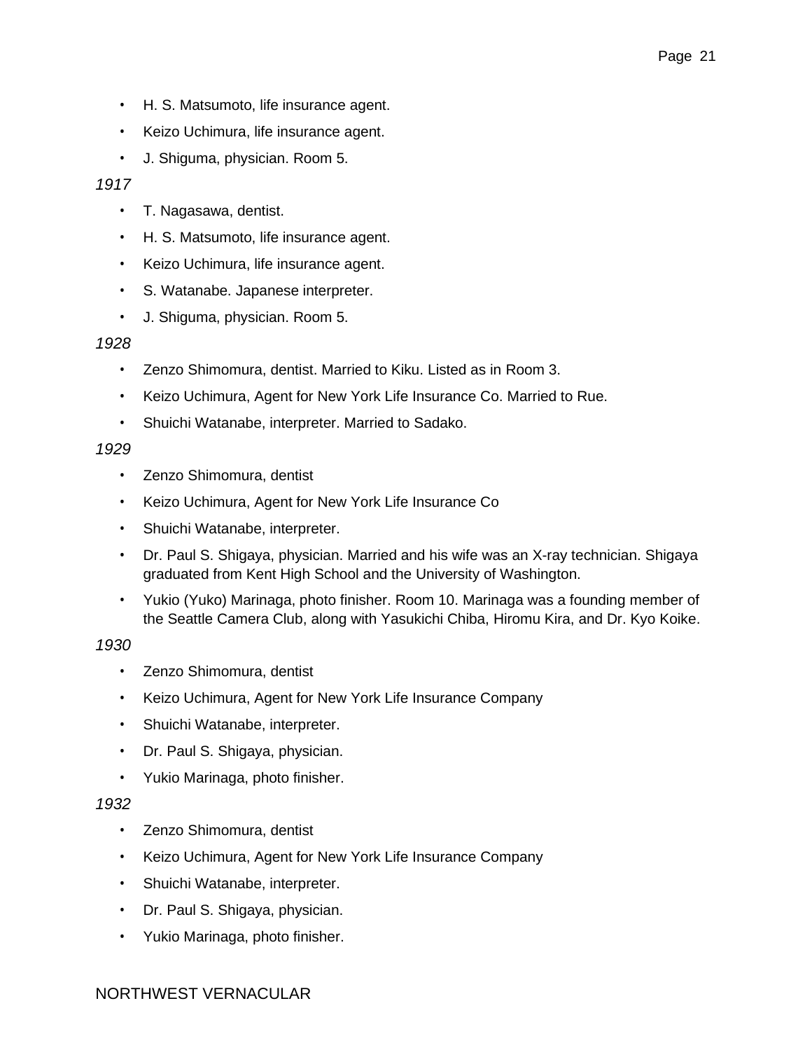- H. S. Matsumoto, life insurance agent.
- Keizo Uchimura, life insurance agent.
- J. Shiguma, physician. Room 5.

*1917*

- T. Nagasawa, dentist.
- H. S. Matsumoto, life insurance agent.
- Keizo Uchimura, life insurance agent.
- S. Watanabe. Japanese interpreter.
- J. Shiguma, physician. Room 5.

*1928*

- Zenzo Shimomura, dentist. Married to Kiku. Listed as in Room 3.
- Keizo Uchimura, Agent for New York Life Insurance Co. Married to Rue.
- Shuichi Watanabe, interpreter. Married to Sadako.

*1929*

- Zenzo Shimomura, dentist
- Keizo Uchimura, Agent for New York Life Insurance Co
- Shuichi Watanabe, interpreter.
- Dr. Paul S. Shigaya, physician. Married and his wife was an X-ray technician. Shigaya graduated from Kent High School and the University of Washington.
- Yukio (Yuko) Marinaga, photo finisher. Room 10. Marinaga was a founding member of the Seattle Camera Club, along with Yasukichi Chiba, Hiromu Kira, and Dr. Kyo Koike.

*1930*

- Zenzo Shimomura, dentist
- Keizo Uchimura, Agent for New York Life Insurance Company
- Shuichi Watanabe, interpreter.
- Dr. Paul S. Shigaya, physician.
- Yukio Marinaga, photo finisher.

*1932*

- Zenzo Shimomura, dentist
- Keizo Uchimura, Agent for New York Life Insurance Company
- Shuichi Watanabe, interpreter.
- Dr. Paul S. Shigaya, physician.
- Yukio Marinaga, photo finisher.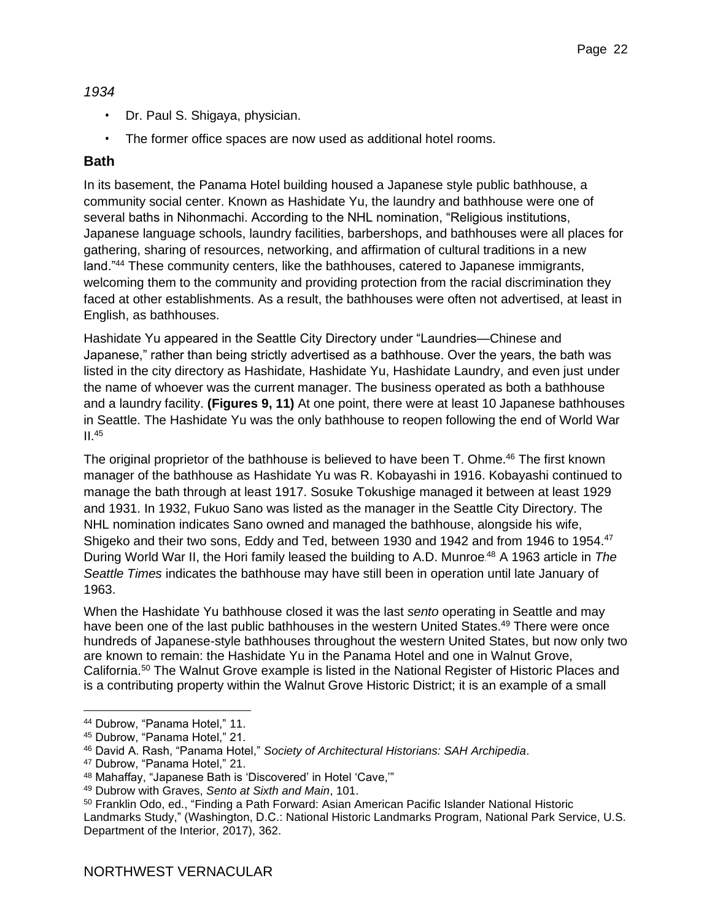*1934*

- Dr. Paul S. Shigaya, physician.
- The former office spaces are now used as additional hotel rooms.

### Bath

In its basement, the Panama Hotel building housed a Japanese style public bathhouse, a community social center. Known as Hashidate Yu, the laundry and bathhouse were one of several baths in Nihonmachi. According to the NHL nomination, "Religious institutions, Japanese language schools, laundry facilities, barbershops, and bathhouses were all places for gathering, sharing of resources, networking, and affirmation of cultural traditions in a new land."[44] These community centers, like the bathhouses, catered to Japanese immigrants, welcoming them to the community and providing protection from the racial discrimination they faced at other establishments. As a result, the bathhouses were often not advertised, at least in English, as bathhouses.

Hashidate Yu appeared in the Seattle City Directory under "Laundries—Chinese and Japanese," rather than being strictly advertised as a bathhouse. Over the years, the bath was listed in the city directory as Hashidate, Hashidate Yu, Hashidate Laundry, and even just under the name of whoever was the current manager. The business operated as both a bathhouse and a laundry facility. **(Figures 9, 11)** At one point, there were at least 10 Japanese bathhouses in Seattle. The Hashidate Yu was the only bathhouse to reopen following the end of World War II.[45]

The original proprietor of the bathhouse is believed to have been T. Ohme.[46] The first known manager of the bathhouse as Hashidate Yu was R. Kobayashi in 1916. Kobayashi continued to manage the bath through at least 1917. Sosuke Tokushige managed it between at least 1929 and 1931. In 1932, Fukuo Sano was listed as the manager in the Seattle City Directory. The NHL nomination indicates Sano owned and managed the bathhouse, alongside his wife, Shigeko and their two sons, Eddy and Ted, between 1930 and 1942 and from 1946 to 1954.[47] During World War II, the Hori family leased the building to A.D. Munroe.[48] A 1963 article in *The Seattle Times* indicates the bathhouse may have still been in operation until late January of 1963.

When the Hashidate Yu bathhouse closed it was the last *sento* operating in Seattle and may have been one of the last public bathhouses in the western United States.[49] There were once hundreds of Japanese-style bathhouses throughout the western United States, but now only two are known to remain: the Hashidate Yu in the Panama Hotel and one in Walnut Grove, California.[50] The Walnut Grove example is listed in the National Register of Historic Places and is a contributing property within the Walnut Grove Historic District; it is an example of a small

---

[44] Dubrow, "Panama Hotel," 11.

[45] Dubrow, "Panama Hotel," 21.

[46] David A. Rash, "Panama Hotel," *Society of Architectural Historians: SAH Archipedia*.

[47] Dubrow, "Panama Hotel," 21.

[48] Mahaffay, "Japanese Bath is 'Discovered' in Hotel 'Cave,'"

[49] Dubrow with Graves, *Sento at Sixth and Main*, 101.

[50] Franklin Odo, ed., "Finding a Path Forward: Asian American Pacific Islander National Historic Landmarks Study," (Washington, D.C.: National Historic Landmarks Program, National Park Service, U.S. Department of the Interior, 2017), 362.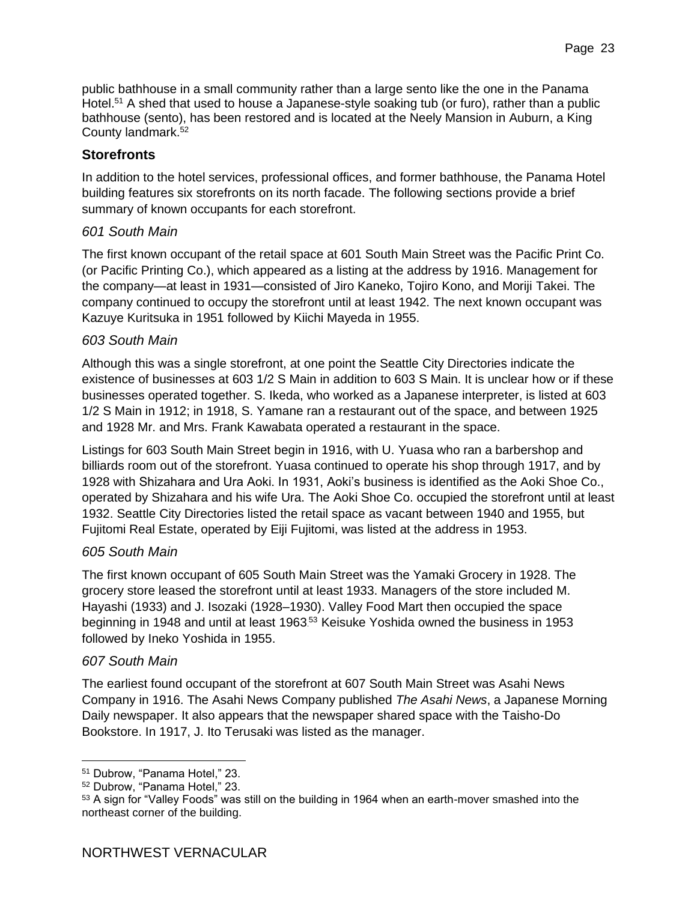public bathhouse in a small community rather than a large sento like the one in the Panama Hotel.[51] A shed that used to house a Japanese-style soaking tub (or furo), rather than a public bathhouse (sento), has been restored and is located at the Neely Mansion in Auburn, a King County landmark.[52]

### Storefronts

In addition to the hotel services, professional offices, and former bathhouse, the Panama Hotel building features six storefronts on its north facade. The following sections provide a brief summary of known occupants for each storefront.

#### *601 South Main*

The first known occupant of the retail space at 601 South Main Street was the Pacific Print Co. (or Pacific Printing Co.), which appeared as a listing at the address by 1916. Management for the company—at least in 1931—consisted of Jiro Kaneko, Tojiro Kono, and Moriji Takei. The company continued to occupy the storefront until at least 1942. The next known occupant was Kazuye Kuritsuka in 1951 followed by Kiichi Mayeda in 1955.

#### *603 South Main*

Although this was a single storefront, at one point the Seattle City Directories indicate the existence of businesses at 603 1/2 S Main in addition to 603 S Main. It is unclear how or if these businesses operated together. S. Ikeda, who worked as a Japanese interpreter, is listed at 603 1/2 S Main in 1912; in 1918, S. Yamane ran a restaurant out of the space, and between 1925 and 1928 Mr. and Mrs. Frank Kawabata operated a restaurant in the space.

Listings for 603 South Main Street begin in 1916, with U. Yuasa who ran a barbershop and billiards room out of the storefront. Yuasa continued to operate his shop through 1917, and by 1928 with Shizahara and Ura Aoki. In 1931, Aoki's business is identified as the Aoki Shoe Co., operated by Shizahara and his wife Ura. The Aoki Shoe Co. occupied the storefront until at least 1932. Seattle City Directories listed the retail space as vacant between 1940 and 1955, but Fujitomi Real Estate, operated by Eiji Fujitomi, was listed at the address in 1953.

#### *605 South Main*

The first known occupant of 605 South Main Street was the Yamaki Grocery in 1928. The grocery store leased the storefront until at least 1933. Managers of the store included M. Hayashi (1933) and J. Isozaki (1928–1930). Valley Food Mart then occupied the space beginning in 1948 and until at least 1963.[53] Keisuke Yoshida owned the business in 1953 followed by Ineko Yoshida in 1955.

#### *607 South Main*

The earliest found occupant of the storefront at 607 South Main Street was Asahi News Company in 1916. The Asahi News Company published *The Asahi News*, a Japanese Morning Daily newspaper. It also appears that the newspaper shared space with the Taisho-Do Bookstore. In 1917, J. Ito Terusaki was listed as the manager.

---

[51] Dubrow, "Panama Hotel," 23.

[52] Dubrow, "Panama Hotel," 23.

[53] A sign for "Valley Foods" was still on the building in 1964 when an earth-mover smashed into the northeast corner of the building.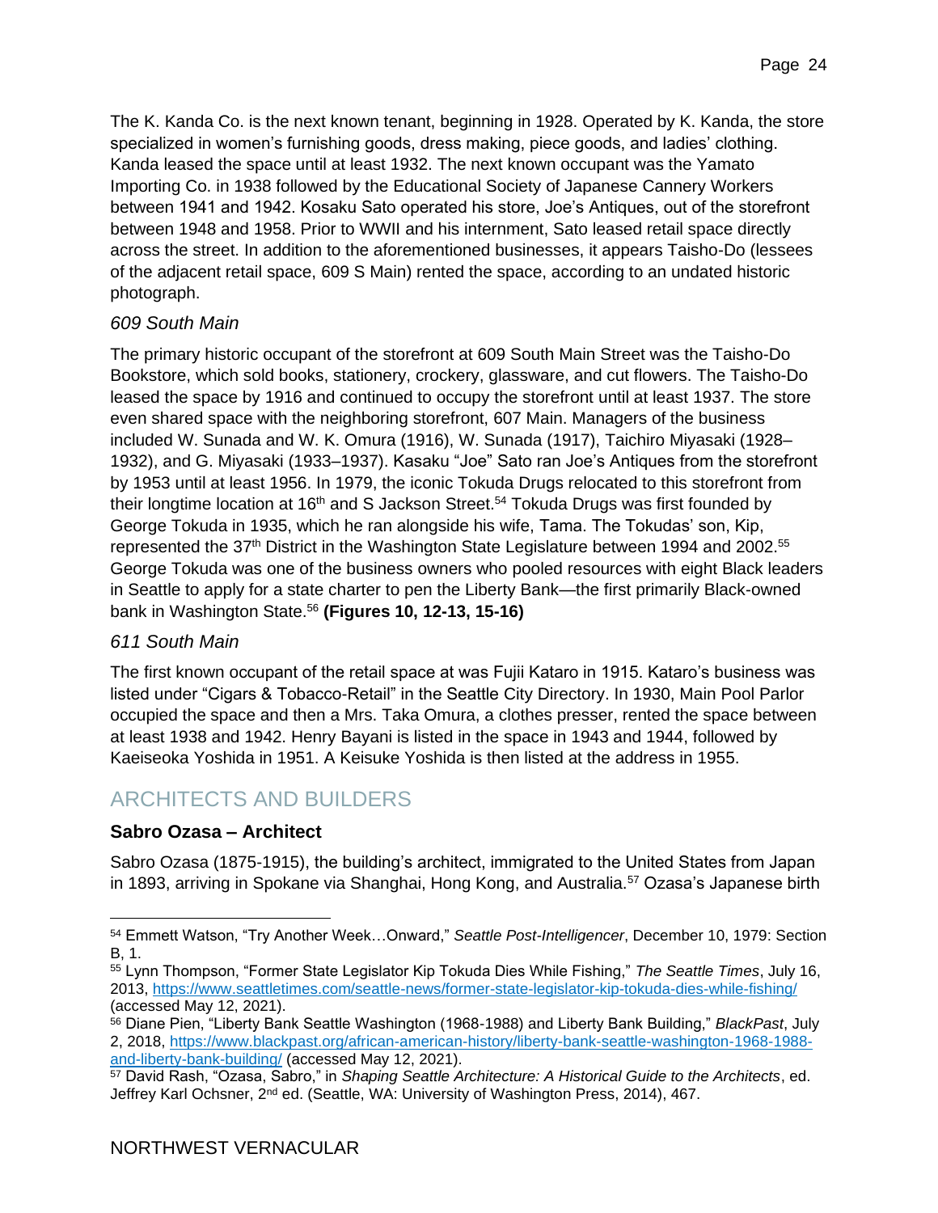The K. Kanda Co. is the next known tenant, beginning in 1928. Operated by K. Kanda, the store specialized in women's furnishing goods, dress making, piece goods, and ladies' clothing. Kanda leased the space until at least 1932. The next known occupant was the Yamato Importing Co. in 1938 followed by the Educational Society of Japanese Cannery Workers between 1941 and 1942. Kosaku Sato operated his store, Joe's Antiques, out of the storefront between 1948 and 1958. Prior to WWII and his internment, Sato leased retail space directly across the street. In addition to the aforementioned businesses, it appears Taisho-Do (lessees of the adjacent retail space, 609 S Main) rented the space, according to an undated historic photograph.

### *609 South Main*

The primary historic occupant of the storefront at 609 South Main Street was the Taisho-Do Bookstore, which sold books, stationery, crockery, glassware, and cut flowers. The Taisho-Do leased the space by 1916 and continued to occupy the storefront until at least 1937. The store even shared space with the neighboring storefront, 607 Main. Managers of the business included W. Sunada and W. K. Omura (1916), W. Sunada (1917), Taichiro Miyasaki (1928–1932), and G. Miyasaki (1933–1937). Kasaku "Joe" Sato ran Joe's Antiques from the storefront by 1953 until at least 1956. In 1979, the iconic Tokuda Drugs relocated to this storefront from their longtime location at 16th and S Jackson Street.[54] Tokuda Drugs was first founded by George Tokuda in 1935, which he ran alongside his wife, Tama. The Tokudas' son, Kip, represented the 37th District in the Washington State Legislature between 1994 and 2002.[55] George Tokuda was one of the business owners who pooled resources with eight Black leaders in Seattle to apply for a state charter to pen the Liberty Bank—the first primarily Black-owned bank in Washington State.[56] **(Figures 10, 12-13, 15-16)**

### *611 South Main*

The first known occupant of the retail space at was Fujii Kataro in 1915. Kataro's business was listed under "Cigars & Tobacco-Retail" in the Seattle City Directory. In 1930, Main Pool Parlor occupied the space and then a Mrs. Taka Omura, a clothes presser, rented the space between at least 1938 and 1942. Henry Bayani is listed in the space in 1943 and 1944, followed by Kaeiseoka Yoshida in 1951. A Keisuke Yoshida is then listed at the address in 1955.

## ARCHITECTS AND BUILDERS

### **Sabro Ozasa – Architect**

Sabro Ozasa (1875-1915), the building's architect, immigrated to the United States from Japan in 1893, arriving in Spokane via Shanghai, Hong Kong, and Australia.[57] Ozasa's Japanese birth

---

[54] Emmett Watson, "Try Another Week…Onward," *Seattle Post-Intelligencer*, December 10, 1979: Section B, 1.

[55] Lynn Thompson, "Former State Legislator Kip Tokuda Dies While Fishing," *The Seattle Times*, July 16, 2013, https://www.seattletimes.com/seattle-news/former-state-legislator-kip-tokuda-dies-while-fishing/ (accessed May 12, 2021).

[56] Diane Pien, "Liberty Bank Seattle Washington (1968-1988) and Liberty Bank Building," *BlackPast*, July 2, 2018, https://www.blackpast.org/african-american-history/liberty-bank-seattle-washington-1968-1988-and-liberty-bank-building/ (accessed May 12, 2021).

[57] David Rash, "Ozasa, Sabro," in *Shaping Seattle Architecture: A Historical Guide to the Architects*, ed. Jeffrey Karl Ochsner, 2nd ed. (Seattle, WA: University of Washington Press, 2014), 467.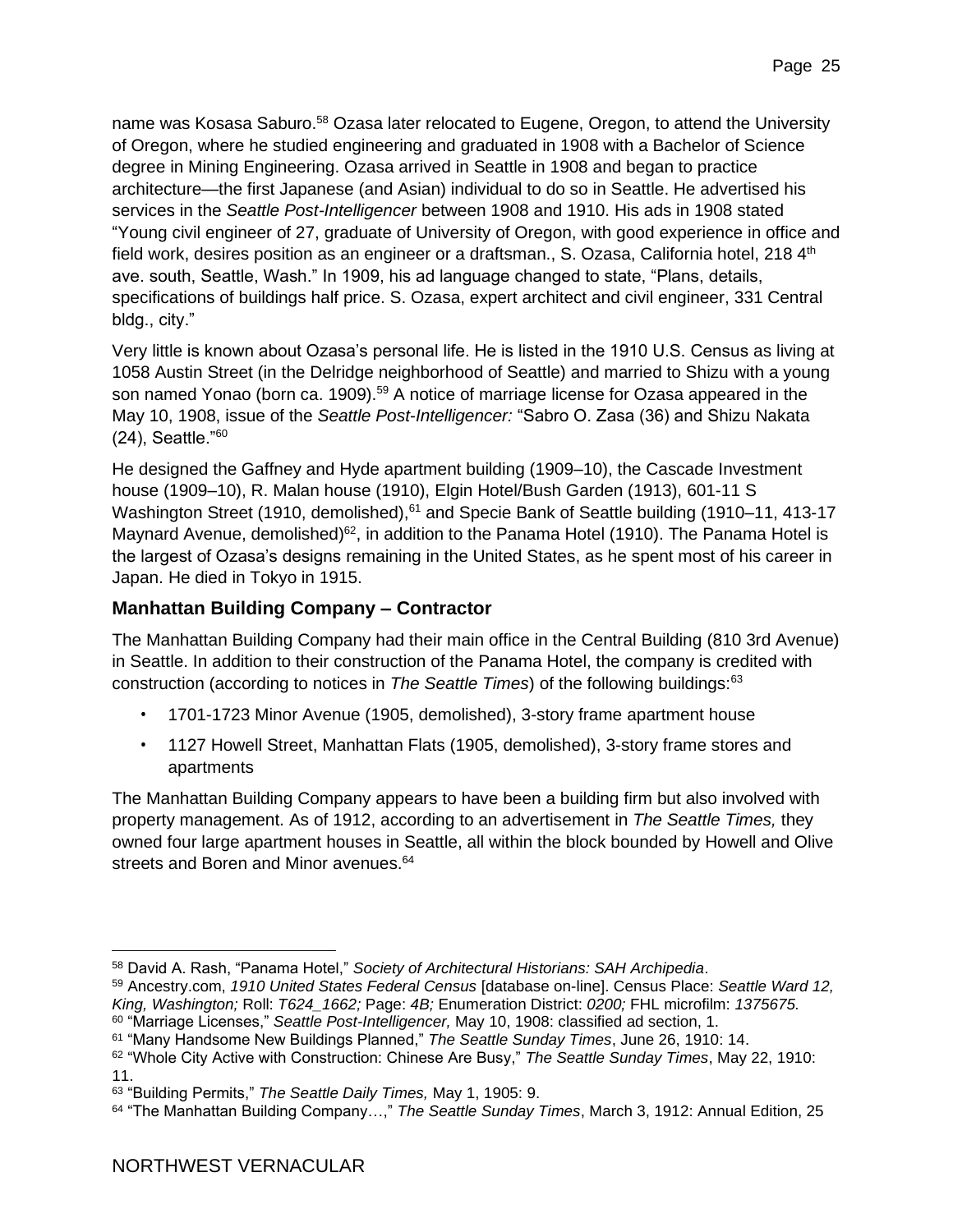name was Kosasa Saburo.[58] Ozasa later relocated to Eugene, Oregon, to attend the University of Oregon, where he studied engineering and graduated in 1908 with a Bachelor of Science degree in Mining Engineering. Ozasa arrived in Seattle in 1908 and began to practice architecture—the first Japanese (and Asian) individual to do so in Seattle. He advertised his services in the *Seattle Post-Intelligencer* between 1908 and 1910. His ads in 1908 stated "Young civil engineer of 27, graduate of University of Oregon, with good experience in office and field work, desires position as an engineer or a draftsman., S. Ozasa, California hotel, 218 4th ave. south, Seattle, Wash." In 1909, his ad language changed to state, "Plans, details, specifications of buildings half price. S. Ozasa, expert architect and civil engineer, 331 Central bldg., city."

Very little is known about Ozasa's personal life. He is listed in the 1910 U.S. Census as living at 1058 Austin Street (in the Delridge neighborhood of Seattle) and married to Shizu with a young son named Yonao (born ca. 1909).[59] A notice of marriage license for Ozasa appeared in the May 10, 1908, issue of the *Seattle Post-Intelligencer:* "Sabro O. Zasa (36) and Shizu Nakata (24), Seattle."[60]

He designed the Gaffney and Hyde apartment building (1909–10), the Cascade Investment house (1909–10), R. Malan house (1910), Elgin Hotel/Bush Garden (1913), 601-11 S Washington Street (1910, demolished),[61] and Specie Bank of Seattle building (1910–11, 413-17 Maynard Avenue, demolished)[62], in addition to the Panama Hotel (1910). The Panama Hotel is the largest of Ozasa's designs remaining in the United States, as he spent most of his career in Japan. He died in Tokyo in 1915.

### Manhattan Building Company – Contractor

The Manhattan Building Company had their main office in the Central Building (810 3rd Avenue) in Seattle. In addition to their construction of the Panama Hotel, the company is credited with construction (according to notices in *The Seattle Times*) of the following buildings:[63]

- 1701-1723 Minor Avenue (1905, demolished), 3-story frame apartment house
- 1127 Howell Street, Manhattan Flats (1905, demolished), 3-story frame stores and apartments

The Manhattan Building Company appears to have been a building firm but also involved with property management. As of 1912, according to an advertisement in *The Seattle Times,* they owned four large apartment houses in Seattle, all within the block bounded by Howell and Olive streets and Boren and Minor avenues.[64]

---

[58] David A. Rash, "Panama Hotel," *Society of Architectural Historians: SAH Archipedia*.

[59] Ancestry.com, *1910 United States Federal Census* [database on-line]. Census Place: *Seattle Ward 12, King, Washington;* Roll: *T624_1662;* Page: *4B;* Enumeration District: *0200;* FHL microfilm: *1375675.*

[60] "Marriage Licenses," *Seattle Post-Intelligencer,* May 10, 1908: classified ad section, 1.

[61] "Many Handsome New Buildings Planned," *The Seattle Sunday Times*, June 26, 1910: 14.

[62] "Whole City Active with Construction: Chinese Are Busy," *The Seattle Sunday Times*, May 22, 1910: 11.

[63] "Building Permits," *The Seattle Daily Times,* May 1, 1905: 9.

[64] "The Manhattan Building Company…," *The Seattle Sunday Times*, March 3, 1912: Annual Edition, 25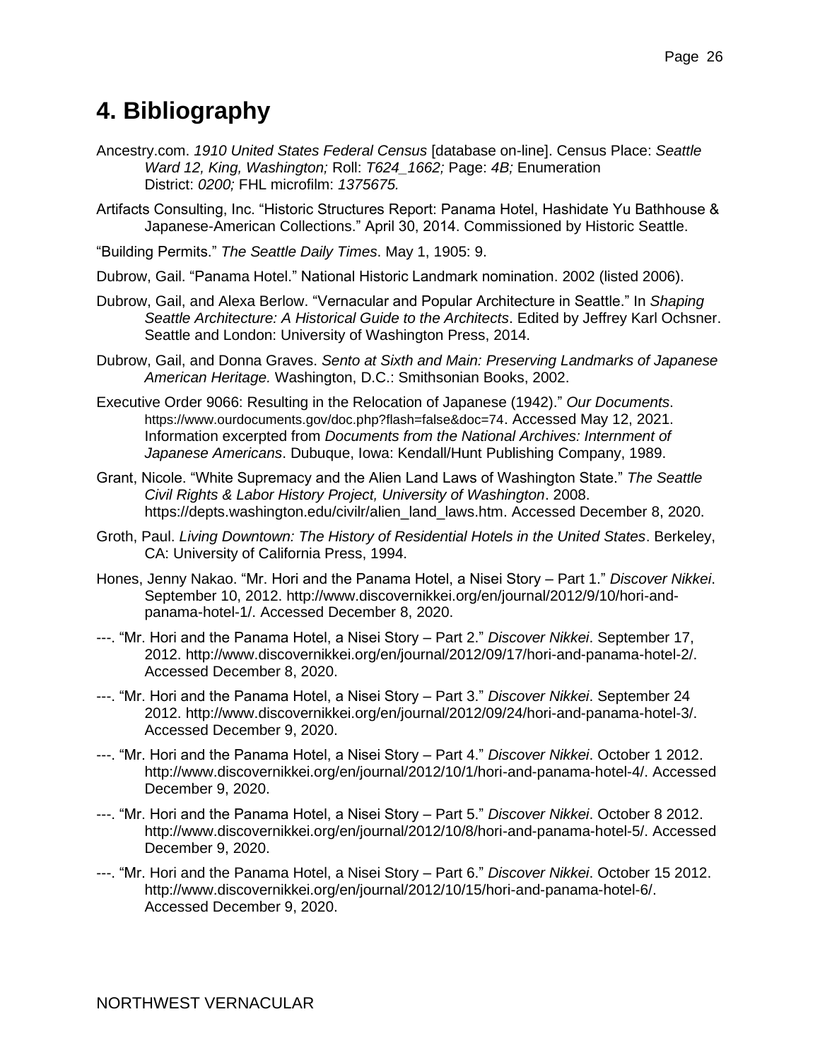# 4. Bibliography

Ancestry.com. *1910 United States Federal Census* [database on-line]. Census Place: *Seattle Ward 12, King, Washington;* Roll: *T624_1662;* Page: *4B;* Enumeration District: *0200;* FHL microfilm: *1375675.*

Artifacts Consulting, Inc. "Historic Structures Report: Panama Hotel, Hashidate Yu Bathhouse & Japanese-American Collections." April 30, 2014. Commissioned by Historic Seattle.

"Building Permits." *The Seattle Daily Times*. May 1, 1905: 9.

Dubrow, Gail. "Panama Hotel." National Historic Landmark nomination. 2002 (listed 2006).

Dubrow, Gail, and Alexa Berlow. "Vernacular and Popular Architecture in Seattle." In *Shaping Seattle Architecture: A Historical Guide to the Architects*. Edited by Jeffrey Karl Ochsner. Seattle and London: University of Washington Press, 2014.

Dubrow, Gail, and Donna Graves. *Sento at Sixth and Main: Preserving Landmarks of Japanese American Heritage.* Washington, D.C.: Smithsonian Books, 2002.

Executive Order 9066: Resulting in the Relocation of Japanese (1942)." *Our Documents*. https://www.ourdocuments.gov/doc.php?flash=false&doc=74. Accessed May 12, 2021. Information excerpted from *Documents from the National Archives: Internment of Japanese Americans*. Dubuque, Iowa: Kendall/Hunt Publishing Company, 1989.

Grant, Nicole. "White Supremacy and the Alien Land Laws of Washington State." *The Seattle Civil Rights & Labor History Project, University of Washington*. 2008. https://depts.washington.edu/civilr/alien_land_laws.htm. Accessed December 8, 2020.

Groth, Paul. *Living Downtown: The History of Residential Hotels in the United States*. Berkeley, CA: University of California Press, 1994.

Hones, Jenny Nakao. "Mr. Hori and the Panama Hotel, a Nisei Story – Part 1." *Discover Nikkei*. September 10, 2012. http://www.discovernikkei.org/en/journal/2012/9/10/hori-and-panama-hotel-1/. Accessed December 8, 2020.

---. "Mr. Hori and the Panama Hotel, a Nisei Story – Part 2." *Discover Nikkei*. September 17, 2012. http://www.discovernikkei.org/en/journal/2012/09/17/hori-and-panama-hotel-2/. Accessed December 8, 2020.

---. "Mr. Hori and the Panama Hotel, a Nisei Story – Part 3." *Discover Nikkei*. September 24 2012. http://www.discovernikkei.org/en/journal/2012/09/24/hori-and-panama-hotel-3/. Accessed December 9, 2020.

---. "Mr. Hori and the Panama Hotel, a Nisei Story – Part 4." *Discover Nikkei*. October 1 2012. http://www.discovernikkei.org/en/journal/2012/10/1/hori-and-panama-hotel-4/. Accessed December 9, 2020.

---. "Mr. Hori and the Panama Hotel, a Nisei Story – Part 5." *Discover Nikkei*. October 8 2012. http://www.discovernikkei.org/en/journal/2012/10/8/hori-and-panama-hotel-5/. Accessed December 9, 2020.

---. "Mr. Hori and the Panama Hotel, a Nisei Story – Part 6." *Discover Nikkei*. October 15 2012. http://www.discovernikkei.org/en/journal/2012/10/15/hori-and-panama-hotel-6/. Accessed December 9, 2020.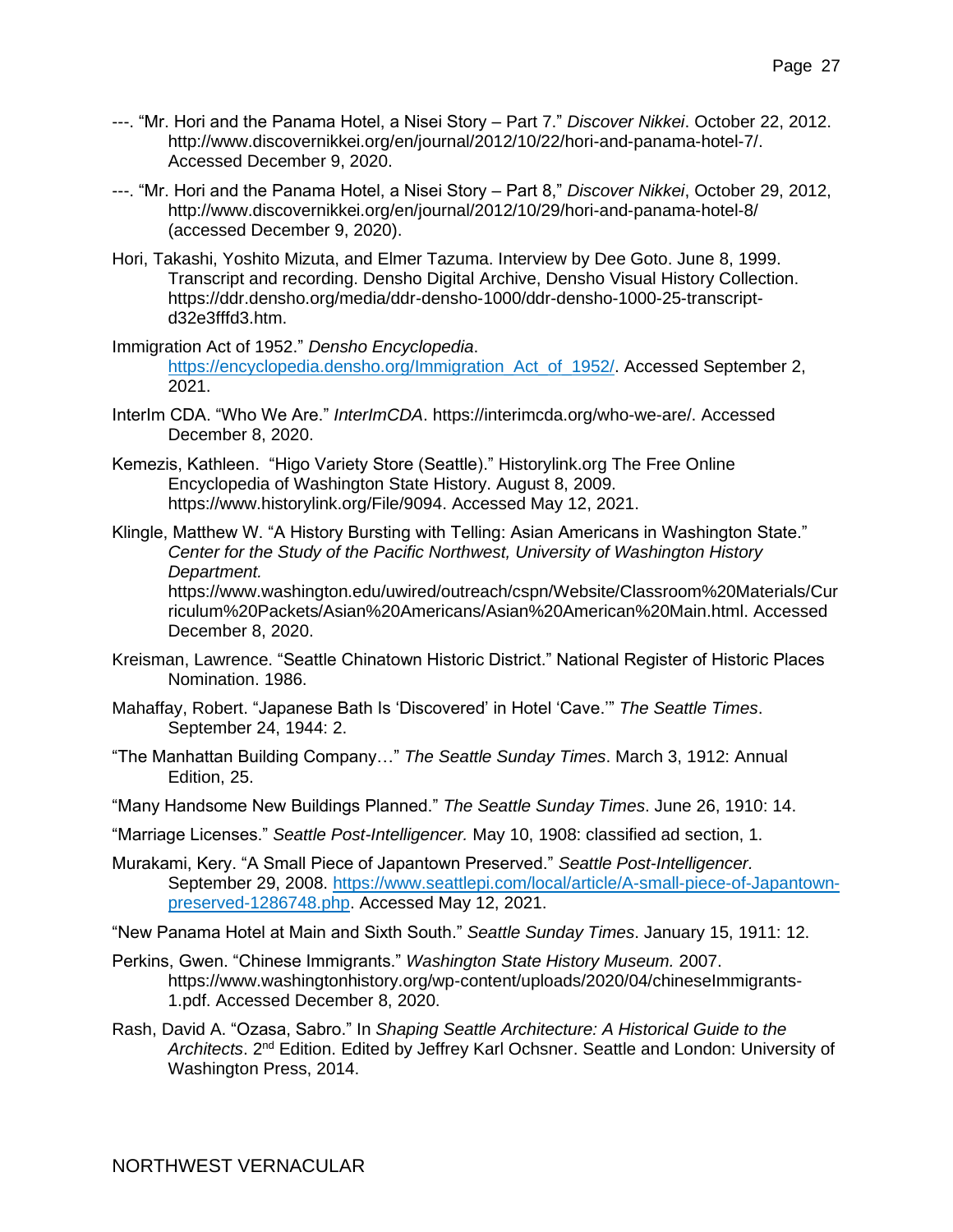---. "Mr. Hori and the Panama Hotel, a Nisei Story – Part 7." *Discover Nikkei*. October 22, 2012. http://www.discovernikkei.org/en/journal/2012/10/22/hori-and-panama-hotel-7/. Accessed December 9, 2020.

---. "Mr. Hori and the Panama Hotel, a Nisei Story – Part 8," *Discover Nikkei*, October 29, 2012, http://www.discovernikkei.org/en/journal/2012/10/29/hori-and-panama-hotel-8/ (accessed December 9, 2020).

Hori, Takashi, Yoshito Mizuta, and Elmer Tazuma. Interview by Dee Goto. June 8, 1999. Transcript and recording. Densho Digital Archive, Densho Visual History Collection. https://ddr.densho.org/media/ddr-densho-1000/ddr-densho-1000-25-transcript-d32e3fffd3.htm.

Immigration Act of 1952." *Densho Encyclopedia*. https://encyclopedia.densho.org/Immigration_Act_of_1952/. Accessed September 2, 2021.

InterIm CDA. "Who We Are." *InterImCDA*. https://interimcda.org/who-we-are/. Accessed December 8, 2020.

Kemezis, Kathleen. "Higo Variety Store (Seattle)." Historylink.org The Free Online Encyclopedia of Washington State History. August 8, 2009. https://www.historylink.org/File/9094. Accessed May 12, 2021.

Klingle, Matthew W. "A History Bursting with Telling: Asian Americans in Washington State." *Center for the Study of the Pacific Northwest, University of Washington History Department.* https://www.washington.edu/uwired/outreach/cspn/Website/Classroom%20Materials/Curriculum%20Packets/Asian%20Americans/Asian%20American%20Main.html. Accessed December 8, 2020.

Kreisman, Lawrence. "Seattle Chinatown Historic District." National Register of Historic Places Nomination. 1986.

Mahaffay, Robert. "Japanese Bath Is 'Discovered' in Hotel 'Cave.'" *The Seattle Times*. September 24, 1944: 2.

"The Manhattan Building Company…" *The Seattle Sunday Times*. March 3, 1912: Annual Edition, 25.

"Many Handsome New Buildings Planned." *The Seattle Sunday Times*. June 26, 1910: 14.

"Marriage Licenses." *Seattle Post-Intelligencer.* May 10, 1908: classified ad section, 1.

Murakami, Kery. "A Small Piece of Japantown Preserved." *Seattle Post-Intelligencer.* September 29, 2008. https://www.seattlepi.com/local/article/A-small-piece-of-Japantown-preserved-1286748.php. Accessed May 12, 2021.

"New Panama Hotel at Main and Sixth South." *Seattle Sunday Times*. January 15, 1911: 12.

Perkins, Gwen. "Chinese Immigrants." *Washington State History Museum.* 2007. https://www.washingtonhistory.org/wp-content/uploads/2020/04/chineseImmigrants-1.pdf. Accessed December 8, 2020.

Rash, David A. "Ozasa, Sabro." In *Shaping Seattle Architecture: A Historical Guide to the Architects*. 2nd Edition. Edited by Jeffrey Karl Ochsner. Seattle and London: University of Washington Press, 2014.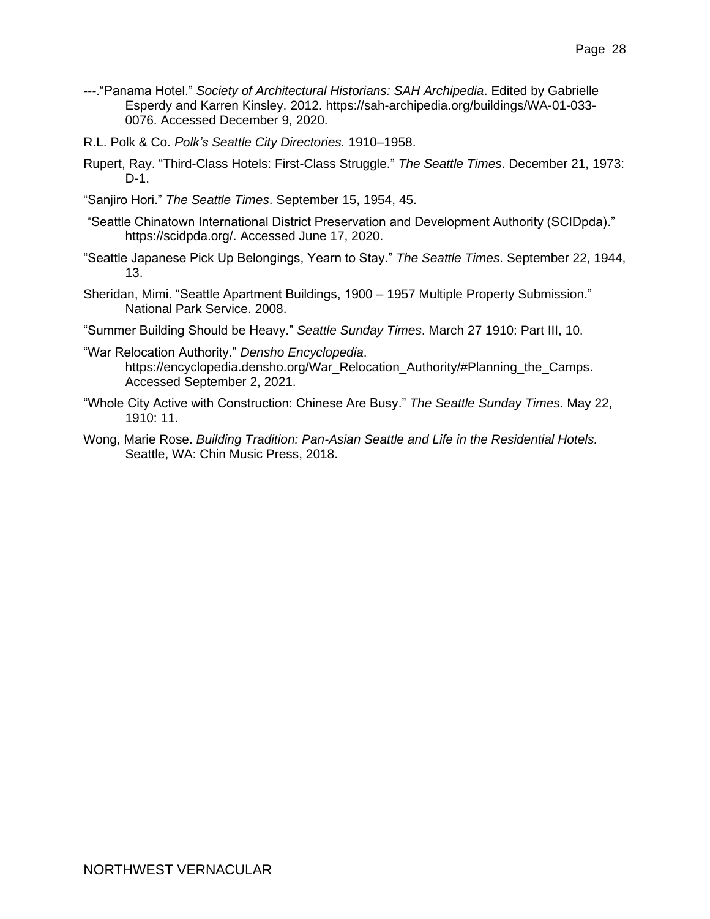---."Panama Hotel." *Society of Architectural Historians: SAH Archipedia*. Edited by Gabrielle Esperdy and Karren Kinsley. 2012. https://sah-archipedia.org/buildings/WA-01-033-0076. Accessed December 9, 2020.

R.L. Polk & Co. *Polk's Seattle City Directories.* 1910–1958.

Rupert, Ray. "Third-Class Hotels: First-Class Struggle." *The Seattle Times*. December 21, 1973: D-1.

"Sanjiro Hori." *The Seattle Times*. September 15, 1954, 45.

"Seattle Chinatown International District Preservation and Development Authority (SCIDpda)." https://scidpda.org/. Accessed June 17, 2020.

"Seattle Japanese Pick Up Belongings, Yearn to Stay." *The Seattle Times*. September 22, 1944, 13.

Sheridan, Mimi. "Seattle Apartment Buildings, 1900 – 1957 Multiple Property Submission." National Park Service. 2008.

"Summer Building Should be Heavy." *Seattle Sunday Times*. March 27 1910: Part III, 10.

"War Relocation Authority." *Densho Encyclopedia*. https://encyclopedia.densho.org/War_Relocation_Authority/#Planning_the_Camps. Accessed September 2, 2021.

"Whole City Active with Construction: Chinese Are Busy." *The Seattle Sunday Times*. May 22, 1910: 11.

Wong, Marie Rose. *Building Tradition: Pan-Asian Seattle and Life in the Residential Hotels.* Seattle, WA: Chin Music Press, 2018.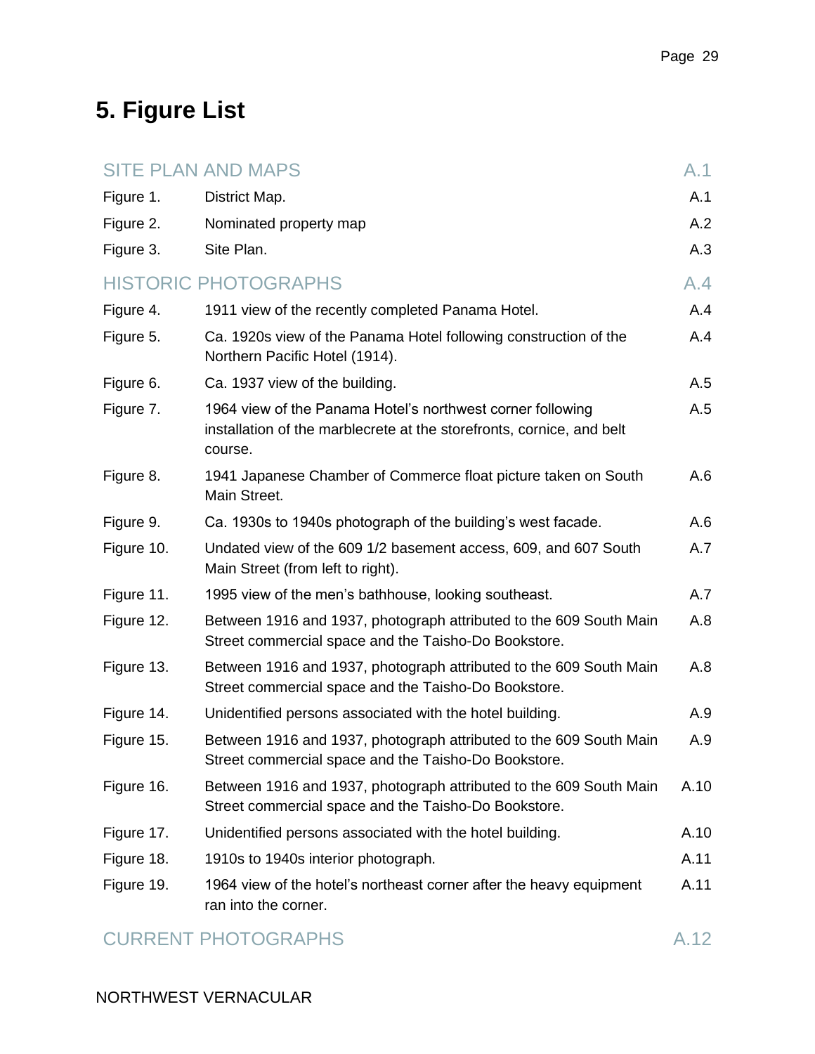# 5. Figure List

| SITE PLAN AND MAPS | | A.1 |
|---|---|---|
| Figure 1. | District Map. | A.1 |
| Figure 2. | Nominated property map | A.2 |
| Figure 3. | Site Plan. | A.3 |
| **HISTORIC PHOTOGRAPHS** | | **A.4** |
| Figure 4. | 1911 view of the recently completed Panama Hotel. | A.4 |
| Figure 5. | Ca. 1920s view of the Panama Hotel following construction of the Northern Pacific Hotel (1914). | A.4 |
| Figure 6. | Ca. 1937 view of the building. | A.5 |
| Figure 7. | 1964 view of the Panama Hotel's northwest corner following installation of the marblecrete at the storefronts, cornice, and belt course. | A.5 |
| Figure 8. | 1941 Japanese Chamber of Commerce float picture taken on South Main Street. | A.6 |
| Figure 9. | Ca. 1930s to 1940s photograph of the building's west facade. | A.6 |
| Figure 10. | Undated view of the 609 1/2 basement access, 609, and 607 South Main Street (from left to right). | A.7 |
| Figure 11. | 1995 view of the men's bathhouse, looking southeast. | A.7 |
| Figure 12. | Between 1916 and 1937, photograph attributed to the 609 South Main Street commercial space and the Taisho-Do Bookstore. | A.8 |
| Figure 13. | Between 1916 and 1937, photograph attributed to the 609 South Main Street commercial space and the Taisho-Do Bookstore. | A.8 |
| Figure 14. | Unidentified persons associated with the hotel building. | A.9 |
| Figure 15. | Between 1916 and 1937, photograph attributed to the 609 South Main Street commercial space and the Taisho-Do Bookstore. | A.9 |
| Figure 16. | Between 1916 and 1937, photograph attributed to the 609 South Main Street commercial space and the Taisho-Do Bookstore. | A.10 |
| Figure 17. | Unidentified persons associated with the hotel building. | A.10 |
| Figure 18. | 1910s to 1940s interior photograph. | A.11 |
| Figure 19. | 1964 view of the hotel's northeast corner after the heavy equipment ran into the corner. | A.11 |
| **CURRENT PHOTOGRAPHS** | | **A.12** |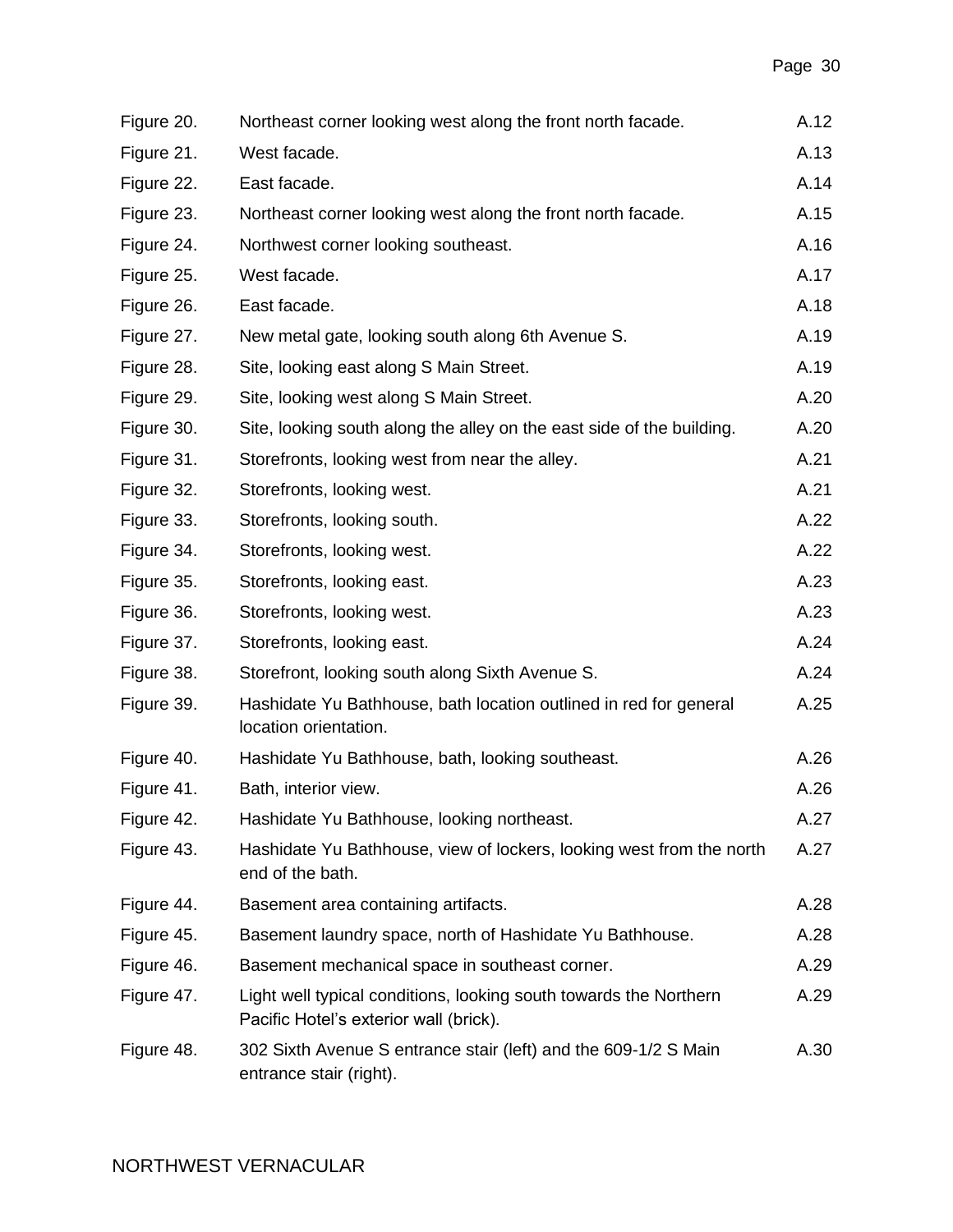| | | |
|---|---|---|
| Figure 20. | Northeast corner looking west along the front north facade. | A.12 |
| Figure 21. | West facade. | A.13 |
| Figure 22. | East facade. | A.14 |
| Figure 23. | Northeast corner looking west along the front north facade. | A.15 |
| Figure 24. | Northwest corner looking southeast. | A.16 |
| Figure 25. | West facade. | A.17 |
| Figure 26. | East facade. | A.18 |
| Figure 27. | New metal gate, looking south along 6th Avenue S. | A.19 |
| Figure 28. | Site, looking east along S Main Street. | A.19 |
| Figure 29. | Site, looking west along S Main Street. | A.20 |
| Figure 30. | Site, looking south along the alley on the east side of the building. | A.20 |
| Figure 31. | Storefronts, looking west from near the alley. | A.21 |
| Figure 32. | Storefronts, looking west. | A.21 |
| Figure 33. | Storefronts, looking south. | A.22 |
| Figure 34. | Storefronts, looking west. | A.22 |
| Figure 35. | Storefronts, looking east. | A.23 |
| Figure 36. | Storefronts, looking west. | A.23 |
| Figure 37. | Storefronts, looking east. | A.24 |
| Figure 38. | Storefront, looking south along Sixth Avenue S. | A.24 |
| Figure 39. | Hashidate Yu Bathhouse, bath location outlined in red for general location orientation. | A.25 |
| Figure 40. | Hashidate Yu Bathhouse, bath, looking southeast. | A.26 |
| Figure 41. | Bath, interior view. | A.26 |
| Figure 42. | Hashidate Yu Bathhouse, looking northeast. | A.27 |
| Figure 43. | Hashidate Yu Bathhouse, view of lockers, looking west from the north end of the bath. | A.27 |
| Figure 44. | Basement area containing artifacts. | A.28 |
| Figure 45. | Basement laundry space, north of Hashidate Yu Bathhouse. | A.28 |
| Figure 46. | Basement mechanical space in southeast corner. | A.29 |
| Figure 47. | Light well typical conditions, looking south towards the Northern Pacific Hotel's exterior wall (brick). | A.29 |
| Figure 48. | 302 Sixth Avenue S entrance stair (left) and the 609-1/2 S Main entrance stair (right). | A.30 |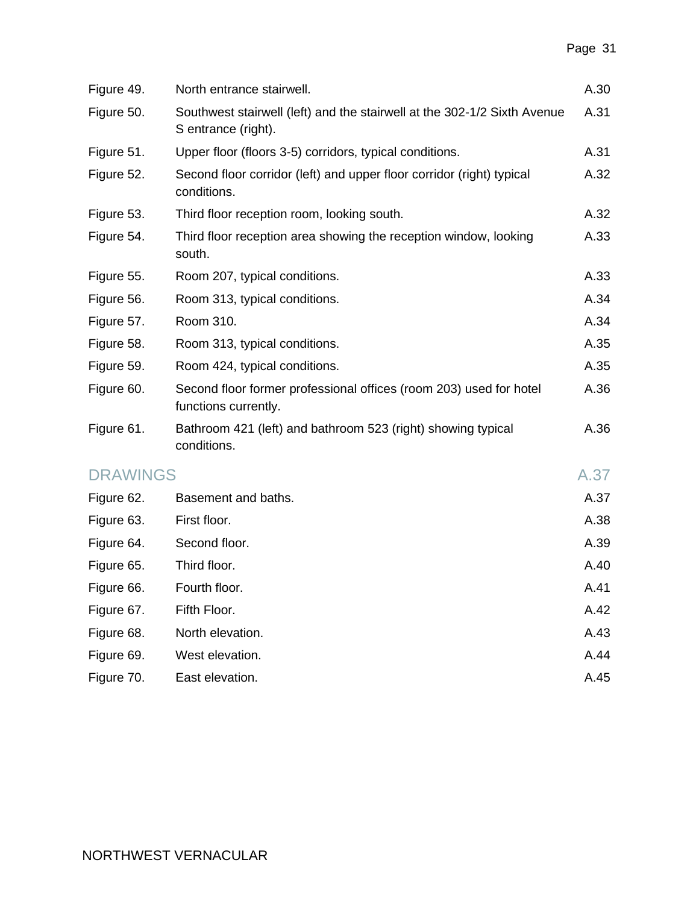| | | |
|---|---|---|
| Figure 49. | North entrance stairwell. | A.30 |
| Figure 50. | Southwest stairwell (left) and the stairwell at the 302-1/2 Sixth Avenue S entrance (right). | A.31 |
| Figure 51. | Upper floor (floors 3-5) corridors, typical conditions. | A.31 |
| Figure 52. | Second floor corridor (left) and upper floor corridor (right) typical conditions. | A.32 |
| Figure 53. | Third floor reception room, looking south. | A.32 |
| Figure 54. | Third floor reception area showing the reception window, looking south. | A.33 |
| Figure 55. | Room 207, typical conditions. | A.33 |
| Figure 56. | Room 313, typical conditions. | A.34 |
| Figure 57. | Room 310. | A.34 |
| Figure 58. | Room 313, typical conditions. | A.35 |
| Figure 59. | Room 424, typical conditions. | A.35 |
| Figure 60. | Second floor former professional offices (room 203) used for hotel functions currently. | A.36 |
| Figure 61. | Bathroom 421 (left) and bathroom 523 (right) showing typical conditions. | A.36 |

## DRAWINGS A.37

| | | |
|---|---|---|
| Figure 62. | Basement and baths. | A.37 |
| Figure 63. | First floor. | A.38 |
| Figure 64. | Second floor. | A.39 |
| Figure 65. | Third floor. | A.40 |
| Figure 66. | Fourth floor. | A.41 |
| Figure 67. | Fifth Floor. | A.42 |
| Figure 68. | North elevation. | A.43 |
| Figure 69. | West elevation. | A.44 |
| Figure 70. | East elevation. | A.45 |